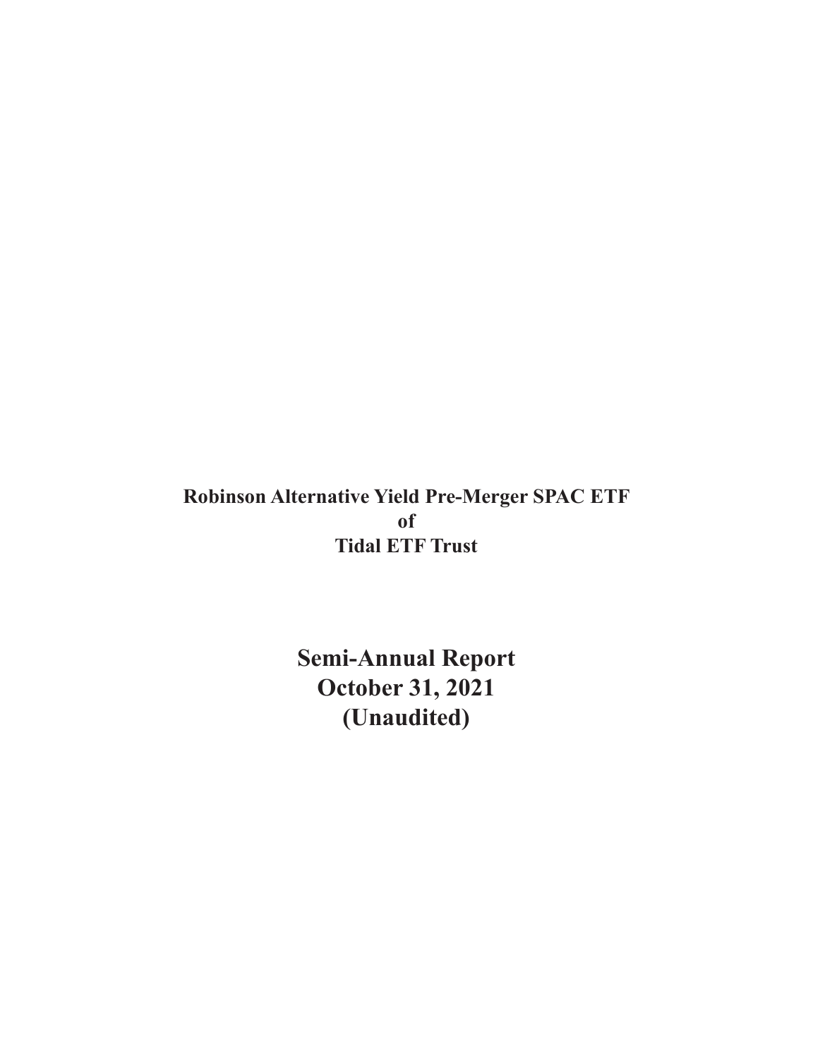**Robinson Alternative Yield Pre-Merger SPAC ETF**
**of**
**Tidal ETF Trust**

# Semi-Annual Report
# October 31, 2021
# (Unaudited)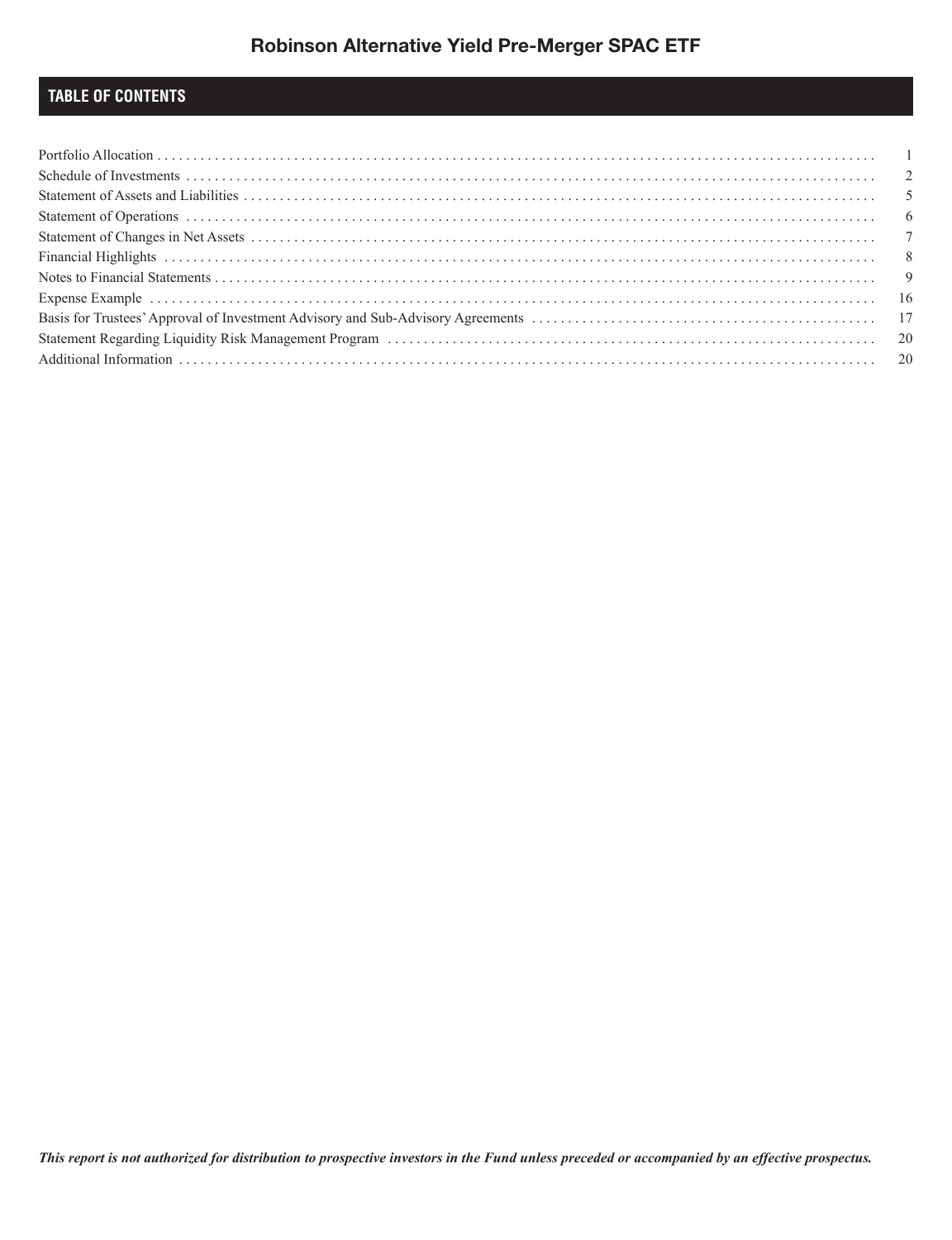# Robinson Alternative Yield Pre-Merger SPAC ETF

## TABLE OF CONTENTS

| | |
|---|---|
| Portfolio Allocation | 1 |
| Schedule of Investments | 2 |
| Statement of Assets and Liabilities | 5 |
| Statement of Operations | 6 |
| Statement of Changes in Net Assets | 7 |
| Financial Highlights | 8 |
| Notes to Financial Statements | 9 |
| Expense Example | 16 |
| Basis for Trustees' Approval of Investment Advisory and Sub-Advisory Agreements | 17 |
| Statement Regarding Liquidity Risk Management Program | 20 |
| Additional Information | 20 |

***This report is not authorized for distribution to prospective investors in the Fund unless preceded or accompanied by an effective prospectus.***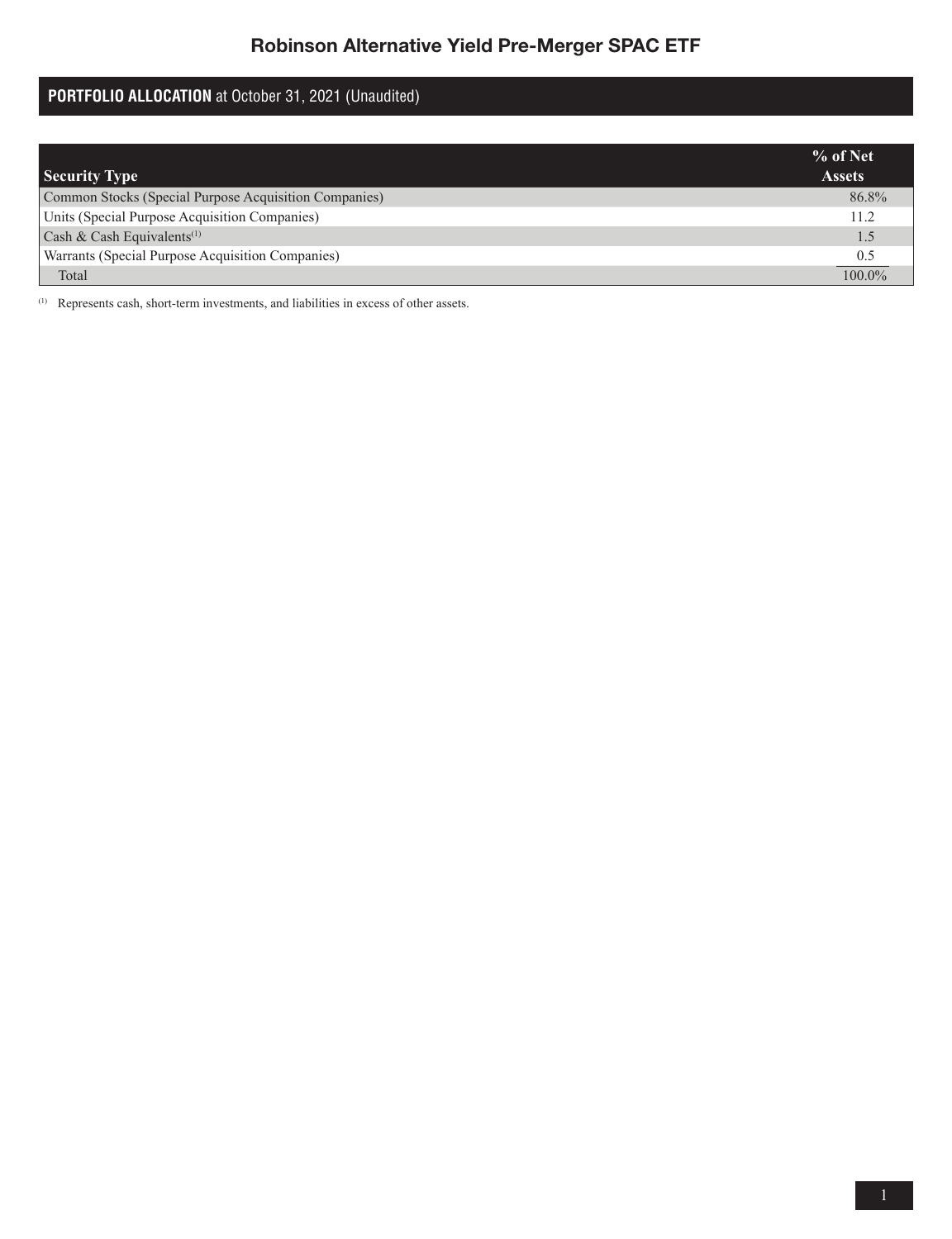# Robinson Alternative Yield Pre-Merger SPAC ETF

## **PORTFOLIO ALLOCATION** at October 31, 2021 (Unaudited)

| Security Type | % of Net Assets |
|---|---|
| Common Stocks (Special Purpose Acquisition Companies) | 86.8% |
| Units (Special Purpose Acquisition Companies) | 11.2 |
| Cash & Cash Equivalents[1] | 1.5 |
| Warrants (Special Purpose Acquisition Companies) | 0.5 |
| Total | 100.0% |

[1] Represents cash, short-term investments, and liabilities in excess of other assets.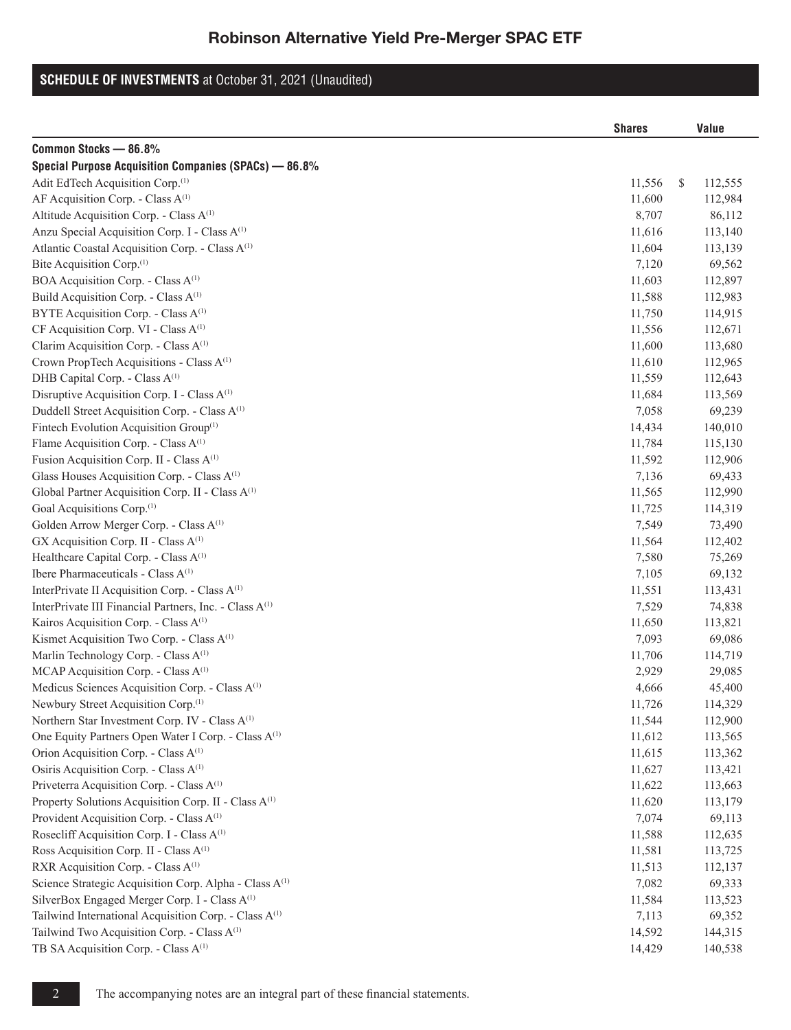# Robinson Alternative Yield Pre-Merger SPAC ETF

## SCHEDULE OF INVESTMENTS at October 31, 2021 (Unaudited)

| | Shares | Value |
|---|---|---|
| **Common Stocks — 86.8%** | | |
| **Special Purpose Acquisition Companies (SPACs) — 86.8%** | | |
| Adit EdTech Acquisition Corp.[(1)] | 11,556 | $ 112,555 |
| AF Acquisition Corp. - Class A[(1)] | 11,600 | 112,984 |
| Altitude Acquisition Corp. - Class A[(1)] | 8,707 | 86,112 |
| Anzu Special Acquisition Corp. I - Class A[(1)] | 11,616 | 113,140 |
| Atlantic Coastal Acquisition Corp. - Class A[(1)] | 11,604 | 113,139 |
| Bite Acquisition Corp.[(1)] | 7,120 | 69,562 |
| BOA Acquisition Corp. - Class A[(1)] | 11,603 | 112,897 |
| Build Acquisition Corp. - Class A[(1)] | 11,588 | 112,983 |
| BYTE Acquisition Corp. - Class A[(1)] | 11,750 | 114,915 |
| CF Acquisition Corp. VI - Class A[(1)] | 11,556 | 112,671 |
| Clarim Acquisition Corp. - Class A[(1)] | 11,600 | 113,680 |
| Crown PropTech Acquisitions - Class A[(1)] | 11,610 | 112,965 |
| DHB Capital Corp. - Class A[(1)] | 11,559 | 112,643 |
| Disruptive Acquisition Corp. I - Class A[(1)] | 11,684 | 113,569 |
| Duddell Street Acquisition Corp. - Class A[(1)] | 7,058 | 69,239 |
| Fintech Evolution Acquisition Group[(1)] | 14,434 | 140,010 |
| Flame Acquisition Corp. - Class A[(1)] | 11,784 | 115,130 |
| Fusion Acquisition Corp. II - Class A[(1)] | 11,592 | 112,906 |
| Glass Houses Acquisition Corp. - Class A[(1)] | 7,136 | 69,433 |
| Global Partner Acquisition Corp. II - Class A[(1)] | 11,565 | 112,990 |
| Goal Acquisitions Corp.[(1)] | 11,725 | 114,319 |
| Golden Arrow Merger Corp. - Class A[(1)] | 7,549 | 73,490 |
| GX Acquisition Corp. II - Class A[(1)] | 11,564 | 112,402 |
| Healthcare Capital Corp. - Class A[(1)] | 7,580 | 75,269 |
| Ibere Pharmaceuticals - Class A[(1)] | 7,105 | 69,132 |
| InterPrivate II Acquisition Corp. - Class A[(1)] | 11,551 | 113,431 |
| InterPrivate III Financial Partners, Inc. - Class A[(1)] | 7,529 | 74,838 |
| Kairos Acquisition Corp. - Class A[(1)] | 11,650 | 113,821 |
| Kismet Acquisition Two Corp. - Class A[(1)] | 7,093 | 69,086 |
| Marlin Technology Corp. - Class A[(1)] | 11,706 | 114,719 |
| MCAP Acquisition Corp. - Class A[(1)] | 2,929 | 29,085 |
| Medicus Sciences Acquisition Corp. - Class A[(1)] | 4,666 | 45,400 |
| Newbury Street Acquisition Corp.[(1)] | 11,726 | 114,329 |
| Northern Star Investment Corp. IV - Class A[(1)] | 11,544 | 112,900 |
| One Equity Partners Open Water I Corp. - Class A[(1)] | 11,612 | 113,565 |
| Orion Acquisition Corp. - Class A[(1)] | 11,615 | 113,362 |
| Osiris Acquisition Corp. - Class A[(1)] | 11,627 | 113,421 |
| Priveterra Acquisition Corp. - Class A[(1)] | 11,622 | 113,663 |
| Property Solutions Acquisition Corp. II - Class A[(1)] | 11,620 | 113,179 |
| Provident Acquisition Corp. - Class A[(1)] | 7,074 | 69,113 |
| Rosecliff Acquisition Corp. I - Class A[(1)] | 11,588 | 112,635 |
| Ross Acquisition Corp. II - Class A[(1)] | 11,581 | 113,725 |
| RXR Acquisition Corp. - Class A[(1)] | 11,513 | 112,137 |
| Science Strategic Acquisition Corp. Alpha - Class A[(1)] | 7,082 | 69,333 |
| SilverBox Engaged Merger Corp. I - Class A[(1)] | 11,584 | 113,523 |
| Tailwind International Acquisition Corp. - Class A[(1)] | 7,113 | 69,352 |
| Tailwind Two Acquisition Corp. - Class A[(1)] | 14,592 | 144,315 |
| TB SA Acquisition Corp. - Class A[(1)] | 14,429 | 140,538 |

The accompanying notes are an integral part of these financial statements.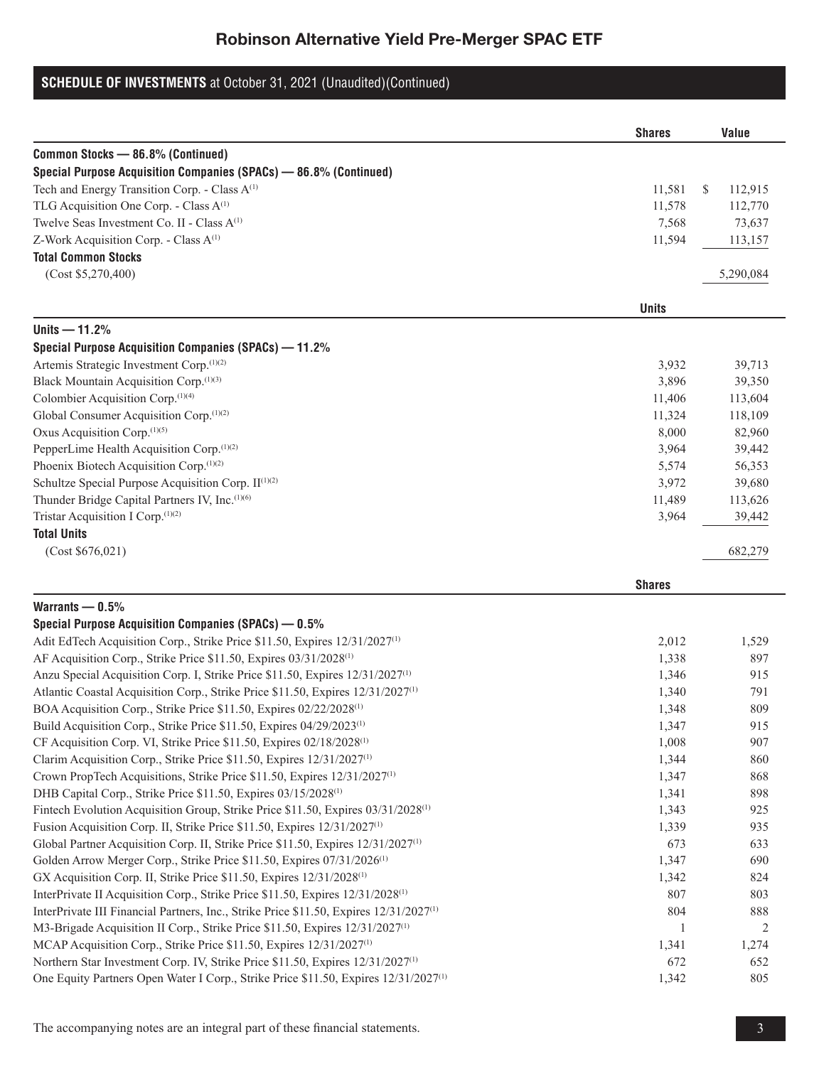## Robinson Alternative Yield Pre-Merger SPAC ETF

### SCHEDULE OF INVESTMENTS at October 31, 2021 (Unaudited)(Continued)

| | Shares | Value |
|---|---|---|
| **Common Stocks — 86.8% (Continued)** | | |
| **Special Purpose Acquisition Companies (SPACs) — 86.8% (Continued)** | | |
| Tech and Energy Transition Corp. - Class A[(1)] | 11,581 | $ 112,915 |
| TLG Acquisition One Corp. - Class A[(1)] | 11,578 | 112,770 |
| Twelve Seas Investment Co. II - Class A[(1)] | 7,568 | 73,637 |
| Z-Work Acquisition Corp. - Class A[(1)] | 11,594 | 113,157 |
| **Total Common Stocks** | | |
| (Cost $5,270,400) | | 5,290,084 |

| | Units | |
|---|---|---|
| **Units — 11.2%** | | |
| **Special Purpose Acquisition Companies (SPACs) — 11.2%** | | |
| Artemis Strategic Investment Corp.[(1)(2)] | 3,932 | 39,713 |
| Black Mountain Acquisition Corp.[(1)(3)] | 3,896 | 39,350 |
| Colombier Acquisition Corp.[(1)(4)] | 11,406 | 113,604 |
| Global Consumer Acquisition Corp.[(1)(2)] | 11,324 | 118,109 |
| Oxus Acquisition Corp.[(1)(5)] | 8,000 | 82,960 |
| PepperLime Health Acquisition Corp.[(1)(2)] | 3,964 | 39,442 |
| Phoenix Biotech Acquisition Corp.[(1)(2)] | 5,574 | 56,353 |
| Schultze Special Purpose Acquisition Corp. II[(1)(2)] | 3,972 | 39,680 |
| Thunder Bridge Capital Partners IV, Inc.[(1)(6)] | 11,489 | 113,626 |
| Tristar Acquisition I Corp.[(1)(2)] | 3,964 | 39,442 |
| **Total Units** | | |
| (Cost $676,021) | | 682,279 |

| | Shares | |
|---|---|---|
| **Warrants — 0.5%** | | |
| **Special Purpose Acquisition Companies (SPACs) — 0.5%** | | |
| Adit EdTech Acquisition Corp., Strike Price $11.50, Expires 12/31/2027[(1)] | 2,012 | 1,529 |
| AF Acquisition Corp., Strike Price $11.50, Expires 03/31/2028[(1)] | 1,338 | 897 |
| Anzu Special Acquisition Corp. I, Strike Price $11.50, Expires 12/31/2027[(1)] | 1,346 | 915 |
| Atlantic Coastal Acquisition Corp., Strike Price $11.50, Expires 12/31/2027[(1)] | 1,340 | 791 |
| BOA Acquisition Corp., Strike Price $11.50, Expires 02/22/2028[(1)] | 1,348 | 809 |
| Build Acquisition Corp., Strike Price $11.50, Expires 04/29/2023[(1)] | 1,347 | 915 |
| CF Acquisition Corp. VI, Strike Price $11.50, Expires 02/18/2028[(1)] | 1,008 | 907 |
| Clarim Acquisition Corp., Strike Price $11.50, Expires 12/31/2027[(1)] | 1,344 | 860 |
| Crown PropTech Acquisitions, Strike Price $11.50, Expires 12/31/2027[(1)] | 1,347 | 868 |
| DHB Capital Corp., Strike Price $11.50, Expires 03/15/2028[(1)] | 1,341 | 898 |
| Fintech Evolution Acquisition Group, Strike Price $11.50, Expires 03/31/2028[(1)] | 1,343 | 925 |
| Fusion Acquisition Corp. II, Strike Price $11.50, Expires 12/31/2027[(1)] | 1,339 | 935 |
| Global Partner Acquisition Corp. II, Strike Price $11.50, Expires 12/31/2027[(1)] | 673 | 633 |
| Golden Arrow Merger Corp., Strike Price $11.50, Expires 07/31/2026[(1)] | 1,347 | 690 |
| GX Acquisition Corp. II, Strike Price $11.50, Expires 12/31/2028[(1)] | 1,342 | 824 |
| InterPrivate II Acquisition Corp., Strike Price $11.50, Expires 12/31/2028[(1)] | 807 | 803 |
| InterPrivate III Financial Partners, Inc., Strike Price $11.50, Expires 12/31/2027[(1)] | 804 | 888 |
| M3-Brigade Acquisition II Corp., Strike Price $11.50, Expires 12/31/2027[(1)] | 1 | 2 |
| MCAP Acquisition Corp., Strike Price $11.50, Expires 12/31/2027[(1)] | 1,341 | 1,274 |
| Northern Star Investment Corp. IV, Strike Price $11.50, Expires 12/31/2027[(1)] | 672 | 652 |
| One Equity Partners Open Water I Corp., Strike Price $11.50, Expires 12/31/2027[(1)] | 1,342 | 805 |

The accompanying notes are an integral part of these financial statements.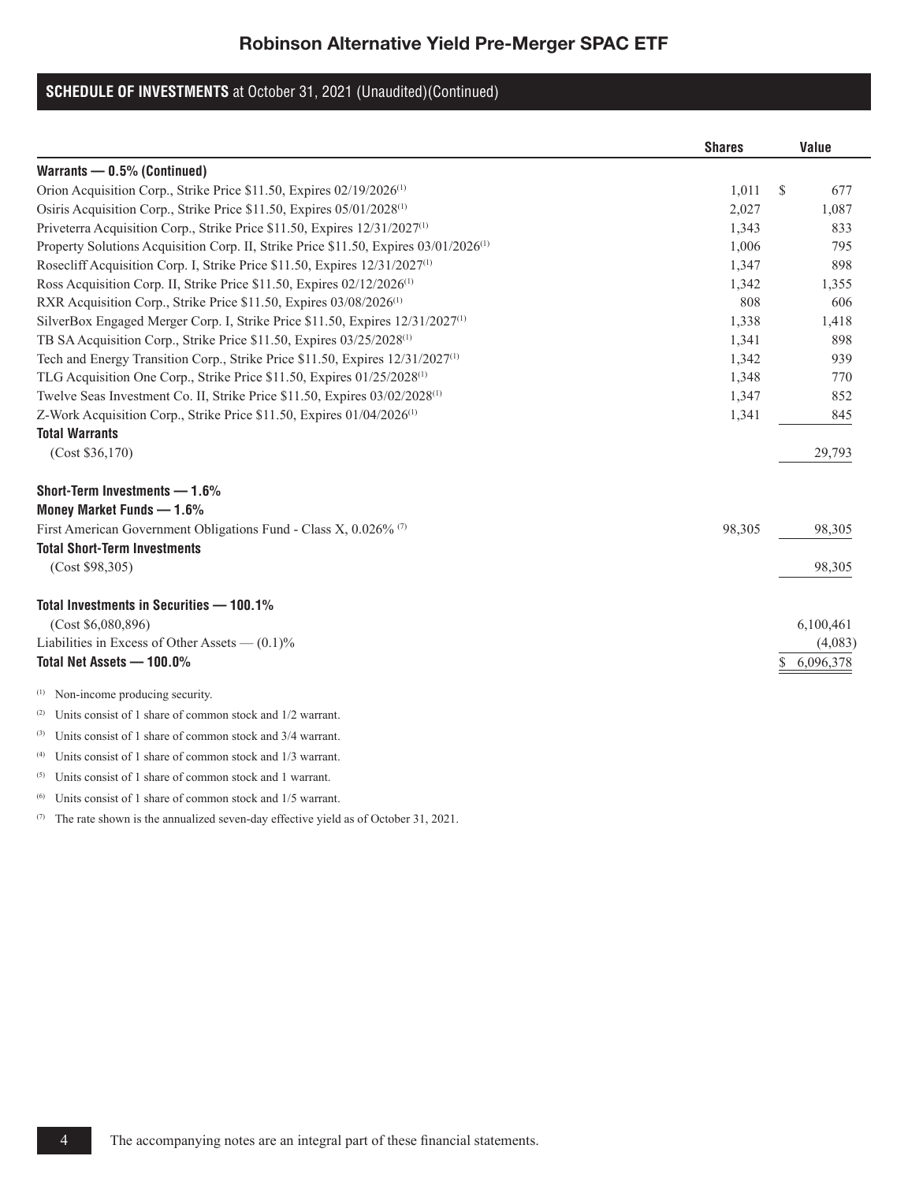## Robinson Alternative Yield Pre-Merger SPAC ETF

### SCHEDULE OF INVESTMENTS at October 31, 2021 (Unaudited)(Continued)

| | Shares | Value |
|---|---|---|
| **Warrants — 0.5% (Continued)** | | |
| Orion Acquisition Corp., Strike Price $11.50, Expires 02/19/2026[1] | 1,011 | $ 677 |
| Osiris Acquisition Corp., Strike Price $11.50, Expires 05/01/2028[1] | 2,027 | 1,087 |
| Priveterra Acquisition Corp., Strike Price $11.50, Expires 12/31/2027[1] | 1,343 | 833 |
| Property Solutions Acquisition Corp. II, Strike Price $11.50, Expires 03/01/2026[1] | 1,006 | 795 |
| Rosecliff Acquisition Corp. I, Strike Price $11.50, Expires 12/31/2027[1] | 1,347 | 898 |
| Ross Acquisition Corp. II, Strike Price $11.50, Expires 02/12/2026[1] | 1,342 | 1,355 |
| RXR Acquisition Corp., Strike Price $11.50, Expires 03/08/2026[1] | 808 | 606 |
| SilverBox Engaged Merger Corp. I, Strike Price $11.50, Expires 12/31/2027[1] | 1,338 | 1,418 |
| TB SA Acquisition Corp., Strike Price $11.50, Expires 03/25/2028[1] | 1,341 | 898 |
| Tech and Energy Transition Corp., Strike Price $11.50, Expires 12/31/2027[1] | 1,342 | 939 |
| TLG Acquisition One Corp., Strike Price $11.50, Expires 01/25/2028[1] | 1,348 | 770 |
| Twelve Seas Investment Co. II, Strike Price $11.50, Expires 03/02/2028[1] | 1,347 | 852 |
| Z-Work Acquisition Corp., Strike Price $11.50, Expires 01/04/2026[1] | 1,341 | 845 |
| **Total Warrants** | | |
| (Cost $36,170) | | 29,793 |
| | | |
| **Short-Term Investments — 1.6%** | | |
| **Money Market Funds — 1.6%** | | |
| First American Government Obligations Fund - Class X, 0.026% [7] | 98,305 | 98,305 |
| **Total Short-Term Investments** | | |
| (Cost $98,305) | | 98,305 |
| | | |
| **Total Investments in Securities — 100.1%** | | |
| (Cost $6,080,896) | | 6,100,461 |
| Liabilities in Excess of Other Assets — (0.1)% | | (4,083) |
| **Total Net Assets — 100.0%** | | $ 6,096,378 |

[1] Non-income producing security.

[2] Units consist of 1 share of common stock and 1/2 warrant.

[3] Units consist of 1 share of common stock and 3/4 warrant.

[4] Units consist of 1 share of common stock and 1/3 warrant.

[5] Units consist of 1 share of common stock and 1 warrant.

[6] Units consist of 1 share of common stock and 1/5 warrant.

[7] The rate shown is the annualized seven-day effective yield as of October 31, 2021.

The accompanying notes are an integral part of these financial statements.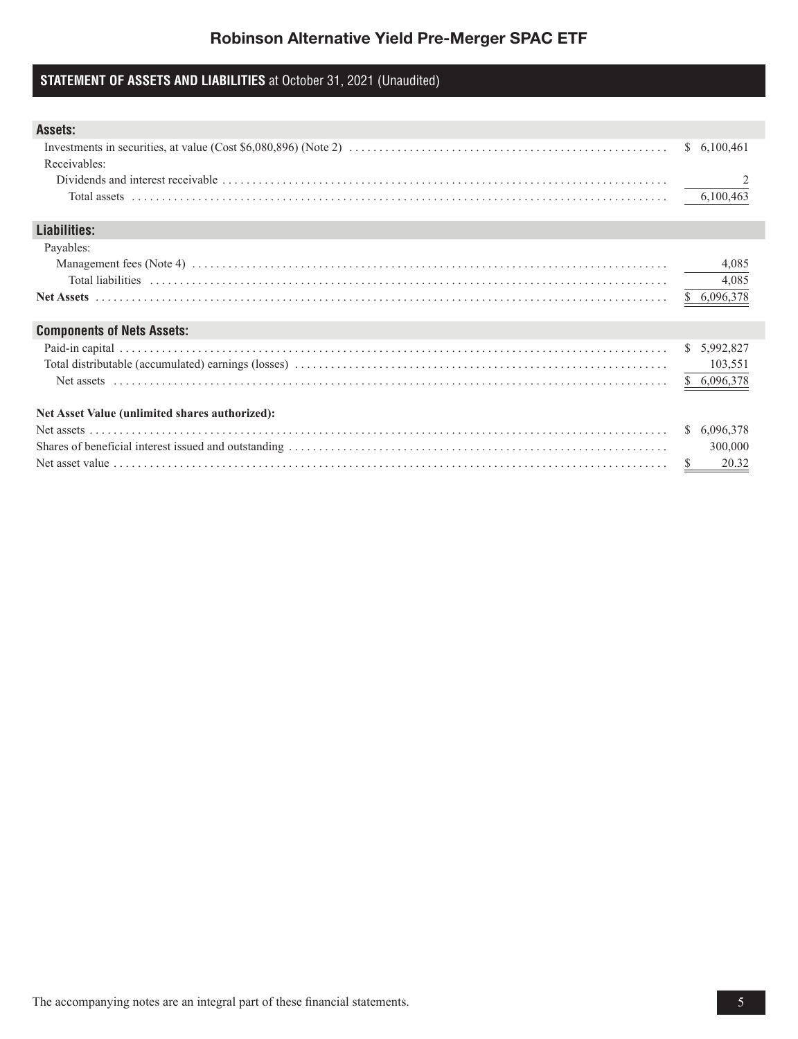# Robinson Alternative Yield Pre-Merger SPAC ETF

## STATEMENT OF ASSETS AND LIABILITIES at October 31, 2021 (Unaudited)

| | |
|---|---|
| **Assets:** | |
| Investments in securities, at value (Cost $6,080,896) (Note 2) | $ 6,100,461 |
| Receivables: | |
| Dividends and interest receivable | 2 |
| Total assets | 6,100,463 |
| **Liabilities:** | |
| Payables: | |
| Management fees (Note 4) | 4,085 |
| Total liabilities | 4,085 |
| **Net Assets** | $ 6,096,378 |
| **Components of Nets Assets:** | |
| Paid-in capital | $ 5,992,827 |
| Total distributable (accumulated) earnings (losses) | 103,551 |
| Net assets | $ 6,096,378 |
| **Net Asset Value (unlimited shares authorized):** | |
| Net assets | $ 6,096,378 |
| Shares of beneficial interest issued and outstanding | 300,000 |
| Net asset value | $ 20.32 |

The accompanying notes are an integral part of these financial statements.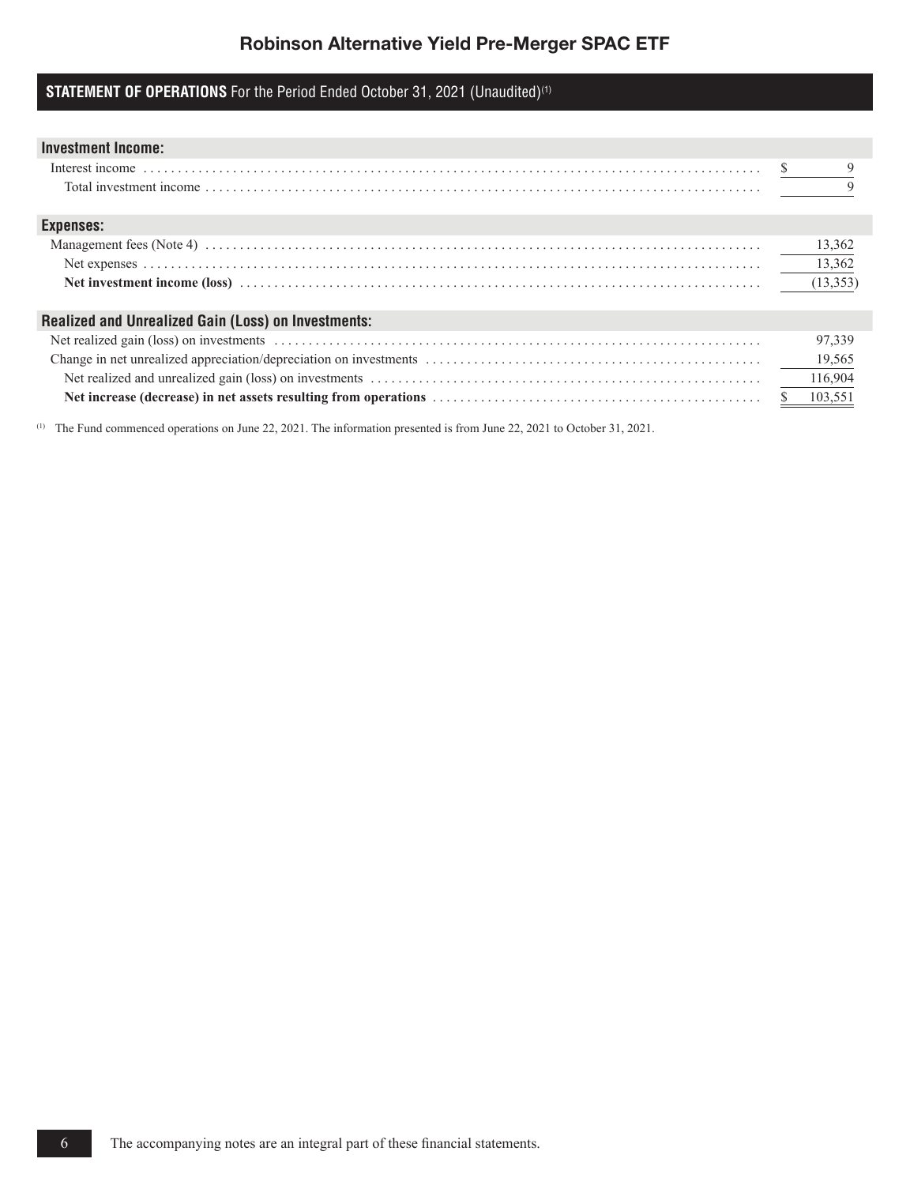# Robinson Alternative Yield Pre-Merger SPAC ETF

## STATEMENT OF OPERATIONS For the Period Ended October 31, 2021 (Unaudited)[1]

| | |
|---|---|
| **Investment Income:** | |
| Interest income | $ 9 |
| Total investment income | 9 |
| **Expenses:** | |
| Management fees (Note 4) | 13,362 |
| Net expenses | 13,362 |
| **Net investment income (loss)** | (13,353) |
| **Realized and Unrealized Gain (Loss) on Investments:** | |
| Net realized gain (loss) on investments | 97,339 |
| Change in net unrealized appreciation/depreciation on investments | 19,565 |
| Net realized and unrealized gain (loss) on investments | 116,904 |
| **Net increase (decrease) in net assets resulting from operations** | $ 103,551 |

[1] The Fund commenced operations on June 22, 2021. The information presented is from June 22, 2021 to October 31, 2021.

The accompanying notes are an integral part of these financial statements.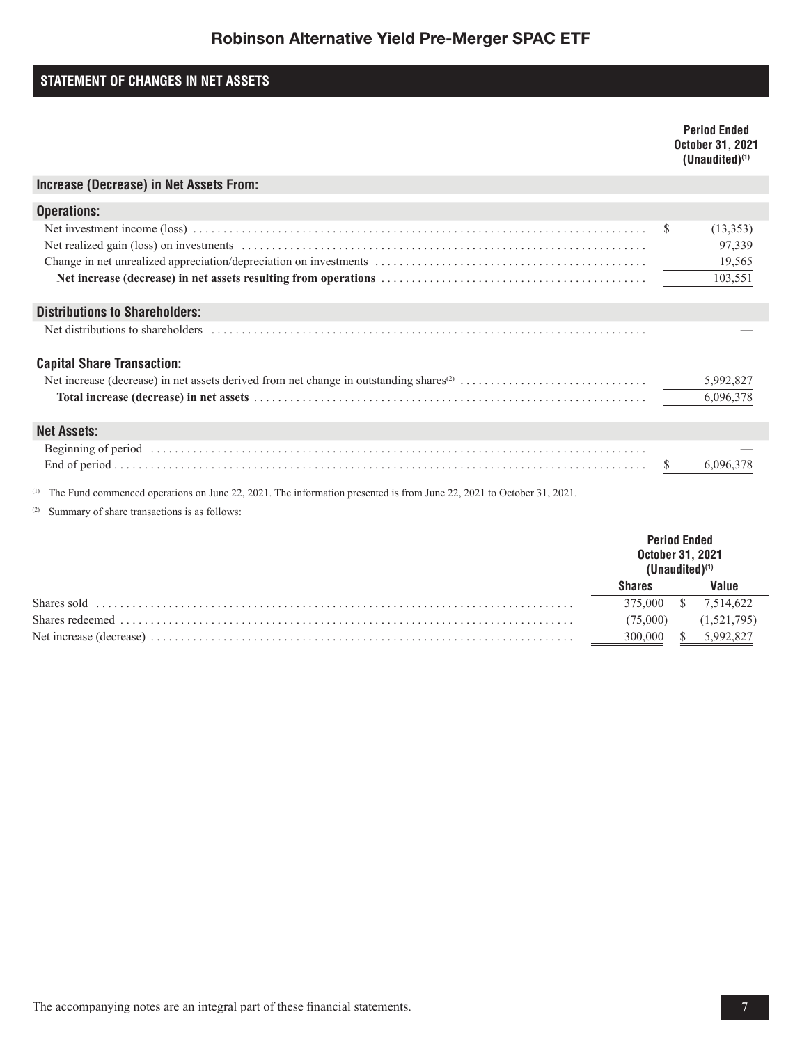# Robinson Alternative Yield Pre-Merger SPAC ETF

## STATEMENT OF CHANGES IN NET ASSETS

| | Period Ended October 31, 2021 (Unaudited)[(1)] |
|---|---|
| **Increase (Decrease) in Net Assets From:** | |
| **Operations:** | |
| Net investment income (loss) | $ (13,353) |
| Net realized gain (loss) on investments | 97,339 |
| Change in net unrealized appreciation/depreciation on investments | 19,565 |
| **Net increase (decrease) in net assets resulting from operations** | 103,551 |
| **Distributions to Shareholders:** | |
| Net distributions to shareholders | — |
| **Capital Share Transaction:** | |
| Net increase (decrease) in net assets derived from net change in outstanding shares[(2)] | 5,992,827 |
| **Total increase (decrease) in net assets** | 6,096,378 |
| **Net Assets:** | |
| Beginning of period | — |
| End of period | $ 6,096,378 |

(1) The Fund commenced operations on June 22, 2021. The information presented is from June 22, 2021 to October 31, 2021.

(2) Summary of share transactions is as follows:

| | Period Ended October 31, 2021 (Unaudited)[(1)] | |
|---|---|---|
| | **Shares** | **Value** |
| Shares sold | 375,000 | $ 7,514,622 |
| Shares redeemed | (75,000) | (1,521,795) |
| Net increase (decrease) | 300,000 | $ 5,992,827 |

The accompanying notes are an integral part of these financial statements.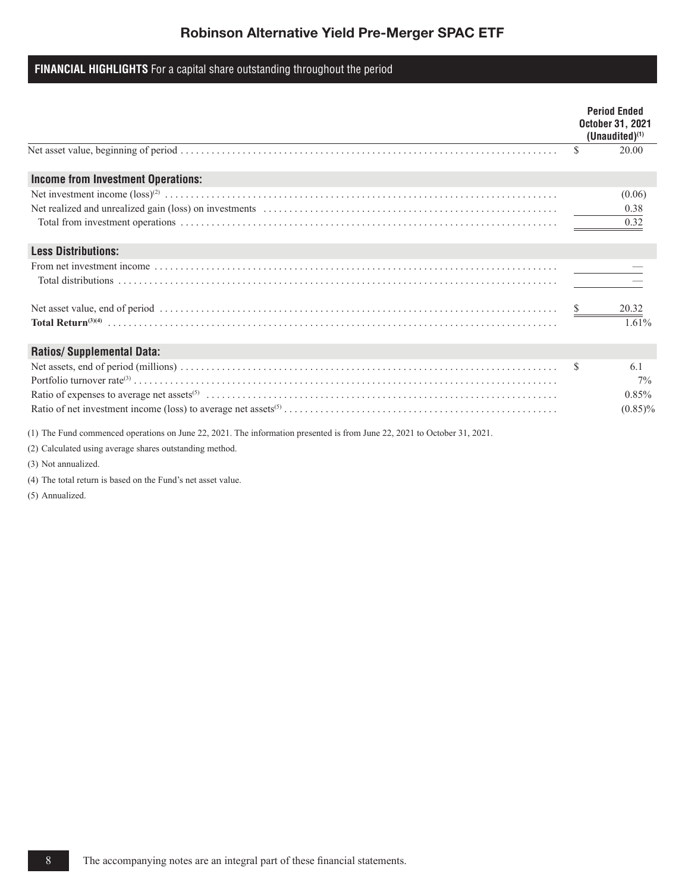# Robinson Alternative Yield Pre-Merger SPAC ETF

## FINANCIAL HIGHLIGHTS For a capital share outstanding throughout the period

| | Period Ended October 31, 2021 (Unaudited)[1] |
|---|---|
| Net asset value, beginning of period | $ 20.00 |
| **Income from Investment Operations:** | |
| Net investment income (loss)[2] | (0.06) |
| Net realized and unrealized gain (loss) on investments | 0.38 |
| Total from investment operations | 0.32 |
| **Less Distributions:** | |
| From net investment income | — |
| Total distributions | — |
| Net asset value, end of period | $ 20.32 |
| **Total Return[3][4]** | 1.61% |
| **Ratios/ Supplemental Data:** | |
| Net assets, end of period (millions) | $ 6.1 |
| Portfolio turnover rate[3] | 7% |
| Ratio of expenses to average net assets[5] | 0.85% |
| Ratio of net investment income (loss) to average net assets[5] | (0.85)% |

(1) The Fund commenced operations on June 22, 2021. The information presented is from June 22, 2021 to October 31, 2021.

(2) Calculated using average shares outstanding method.

(3) Not annualized.

(4) The total return is based on the Fund's net asset value.

(5) Annualized.

The accompanying notes are an integral part of these financial statements.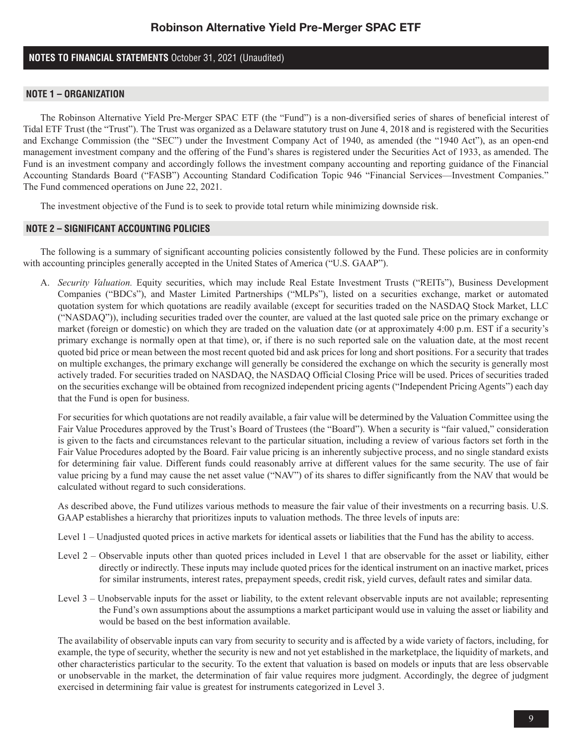## NOTES TO FINANCIAL STATEMENTS October 31, 2021 (Unaudited)

### NOTE 1 – ORGANIZATION

The Robinson Alternative Yield Pre-Merger SPAC ETF (the "Fund") is a non-diversified series of shares of beneficial interest of Tidal ETF Trust (the "Trust"). The Trust was organized as a Delaware statutory trust on June 4, 2018 and is registered with the Securities and Exchange Commission (the "SEC") under the Investment Company Act of 1940, as amended (the "1940 Act"), as an open-end management investment company and the offering of the Fund's shares is registered under the Securities Act of 1933, as amended. The Fund is an investment company and accordingly follows the investment company accounting and reporting guidance of the Financial Accounting Standards Board ("FASB") Accounting Standard Codification Topic 946 "Financial Services—Investment Companies." The Fund commenced operations on June 22, 2021.

The investment objective of the Fund is to seek to provide total return while minimizing downside risk.

### NOTE 2 – SIGNIFICANT ACCOUNTING POLICIES

The following is a summary of significant accounting policies consistently followed by the Fund. These policies are in conformity with accounting principles generally accepted in the United States of America ("U.S. GAAP").

A. *Security Valuation.* Equity securities, which may include Real Estate Investment Trusts ("REITs"), Business Development Companies ("BDCs"), and Master Limited Partnerships ("MLPs"), listed on a securities exchange, market or automated quotation system for which quotations are readily available (except for securities traded on the NASDAQ Stock Market, LLC ("NASDAQ")), including securities traded over the counter, are valued at the last quoted sale price on the primary exchange or market (foreign or domestic) on which they are traded on the valuation date (or at approximately 4:00 p.m. EST if a security's primary exchange is normally open at that time), or, if there is no such reported sale on the valuation date, at the most recent quoted bid price or mean between the most recent quoted bid and ask prices for long and short positions. For a security that trades on multiple exchanges, the primary exchange will generally be considered the exchange on which the security is generally most actively traded. For securities traded on NASDAQ, the NASDAQ Official Closing Price will be used. Prices of securities traded on the securities exchange will be obtained from recognized independent pricing agents ("Independent Pricing Agents") each day that the Fund is open for business.

   For securities for which quotations are not readily available, a fair value will be determined by the Valuation Committee using the Fair Value Procedures approved by the Trust's Board of Trustees (the "Board"). When a security is "fair valued," consideration is given to the facts and circumstances relevant to the particular situation, including a review of various factors set forth in the Fair Value Procedures adopted by the Board. Fair value pricing is an inherently subjective process, and no single standard exists for determining fair value. Different funds could reasonably arrive at different values for the same security. The use of fair value pricing by a fund may cause the net asset value ("NAV") of its shares to differ significantly from the NAV that would be calculated without regard to such considerations.

   As described above, the Fund utilizes various methods to measure the fair value of their investments on a recurring basis. U.S. GAAP establishes a hierarchy that prioritizes inputs to valuation methods. The three levels of inputs are:

   Level 1 – Unadjusted quoted prices in active markets for identical assets or liabilities that the Fund has the ability to access.

   Level 2 – Observable inputs other than quoted prices included in Level 1 that are observable for the asset or liability, either directly or indirectly. These inputs may include quoted prices for the identical instrument on an inactive market, prices for similar instruments, interest rates, prepayment speeds, credit risk, yield curves, default rates and similar data.

   Level 3 – Unobservable inputs for the asset or liability, to the extent relevant observable inputs are not available; representing the Fund's own assumptions about the assumptions a market participant would use in valuing the asset or liability and would be based on the best information available.

   The availability of observable inputs can vary from security to security and is affected by a wide variety of factors, including, for example, the type of security, whether the security is new and not yet established in the marketplace, the liquidity of markets, and other characteristics particular to the security. To the extent that valuation is based on models or inputs that are less observable or unobservable in the market, the determination of fair value requires more judgment. Accordingly, the degree of judgment exercised in determining fair value is greatest for instruments categorized in Level 3.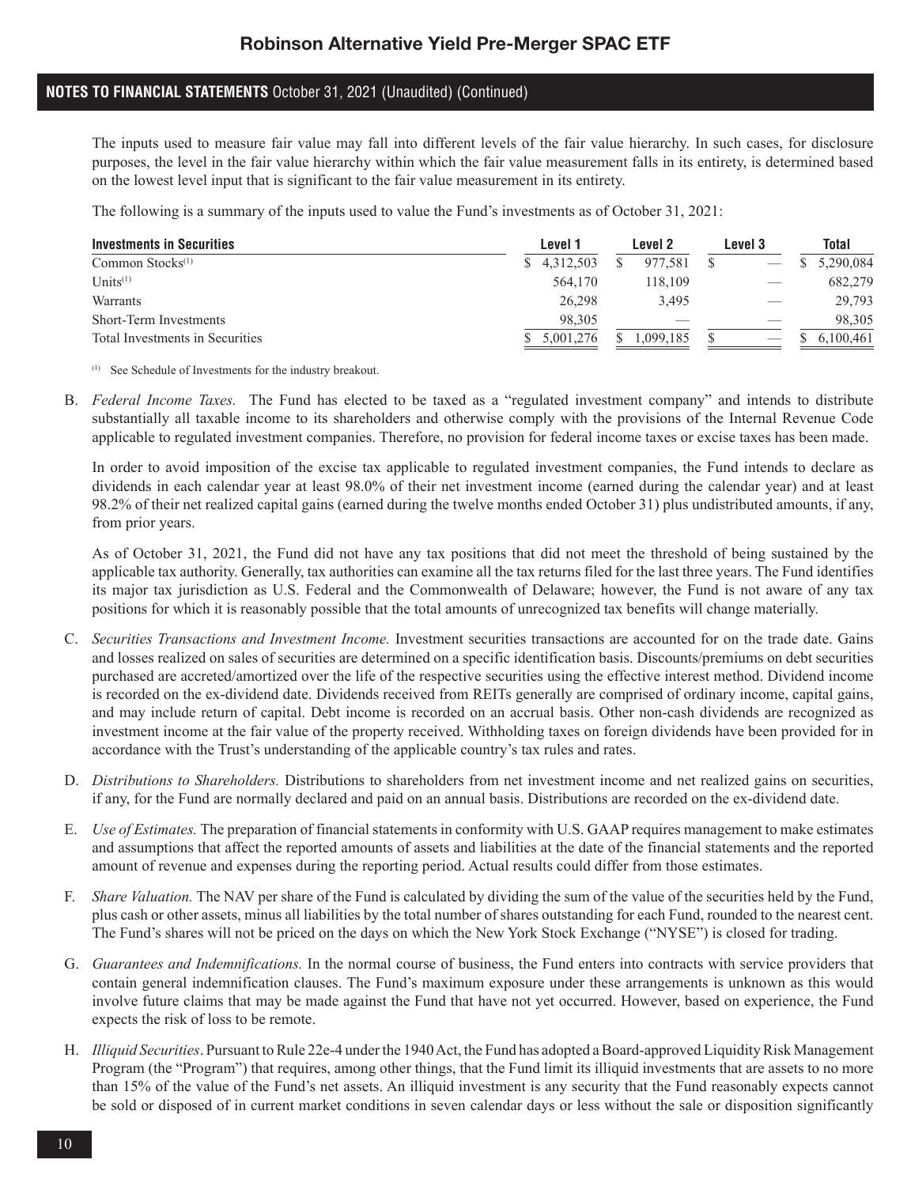The inputs used to measure fair value may fall into different levels of the fair value hierarchy. In such cases, for disclosure purposes, the level in the fair value hierarchy within which the fair value measurement falls in its entirety, is determined based on the lowest level input that is significant to the fair value measurement in its entirety.

The following is a summary of the inputs used to value the Fund's investments as of October 31, 2021:

| Investments in Securities | Level 1 | Level 2 | Level 3 | Total |
|---|---|---|---|---|
| Common Stocks[1] | $ 4,312,503 | $ 977,581 | $ — | $ 5,290,084 |
| Units[1] | 564,170 | 118,109 | — | 682,279 |
| Warrants | 26,298 | 3,495 | — | 29,793 |
| Short-Term Investments | 98,305 | — | — | 98,305 |
| Total Investments in Securities | $ 5,001,276 | $ 1,099,185 | $ — | $ 6,100,461 |

[1] See Schedule of Investments for the industry breakout.

B. *Federal Income Taxes.* The Fund has elected to be taxed as a "regulated investment company" and intends to distribute substantially all taxable income to its shareholders and otherwise comply with the provisions of the Internal Revenue Code applicable to regulated investment companies. Therefore, no provision for federal income taxes or excise taxes has been made.

In order to avoid imposition of the excise tax applicable to regulated investment companies, the Fund intends to declare as dividends in each calendar year at least 98.0% of their net investment income (earned during the calendar year) and at least 98.2% of their net realized capital gains (earned during the twelve months ended October 31) plus undistributed amounts, if any, from prior years.

As of October 31, 2021, the Fund did not have any tax positions that did not meet the threshold of being sustained by the applicable tax authority. Generally, tax authorities can examine all the tax returns filed for the last three years. The Fund identifies its major tax jurisdiction as U.S. Federal and the Commonwealth of Delaware; however, the Fund is not aware of any tax positions for which it is reasonably possible that the total amounts of unrecognized tax benefits will change materially.

C. *Securities Transactions and Investment Income.* Investment securities transactions are accounted for on the trade date. Gains and losses realized on sales of securities are determined on a specific identification basis. Discounts/premiums on debt securities purchased are accreted/amortized over the life of the respective securities using the effective interest method. Dividend income is recorded on the ex-dividend date. Dividends received from REITs generally are comprised of ordinary income, capital gains, and may include return of capital. Debt income is recorded on an accrual basis. Other non-cash dividends are recognized as investment income at the fair value of the property received. Withholding taxes on foreign dividends have been provided for in accordance with the Trust's understanding of the applicable country's tax rules and rates.

D. *Distributions to Shareholders.* Distributions to shareholders from net investment income and net realized gains on securities, if any, for the Fund are normally declared and paid on an annual basis. Distributions are recorded on the ex-dividend date.

E. *Use of Estimates.* The preparation of financial statements in conformity with U.S. GAAP requires management to make estimates and assumptions that affect the reported amounts of assets and liabilities at the date of the financial statements and the reported amount of revenue and expenses during the reporting period. Actual results could differ from those estimates.

F. *Share Valuation.* The NAV per share of the Fund is calculated by dividing the sum of the value of the securities held by the Fund, plus cash or other assets, minus all liabilities by the total number of shares outstanding for each Fund, rounded to the nearest cent. The Fund's shares will not be priced on the days on which the New York Stock Exchange ("NYSE") is closed for trading.

G. *Guarantees and Indemnifications.* In the normal course of business, the Fund enters into contracts with service providers that contain general indemnification clauses. The Fund's maximum exposure under these arrangements is unknown as this would involve future claims that may be made against the Fund that have not yet occurred. However, based on experience, the Fund expects the risk of loss to be remote.

H. *Illiquid Securities*. Pursuant to Rule 22e-4 under the 1940 Act, the Fund has adopted a Board-approved Liquidity Risk Management Program (the "Program") that requires, among other things, that the Fund limit its illiquid investments that are assets to no more than 15% of the value of the Fund's net assets. An illiquid investment is any security that the Fund reasonably expects cannot be sold or disposed of in current market conditions in seven calendar days or less without the sale or disposition significantly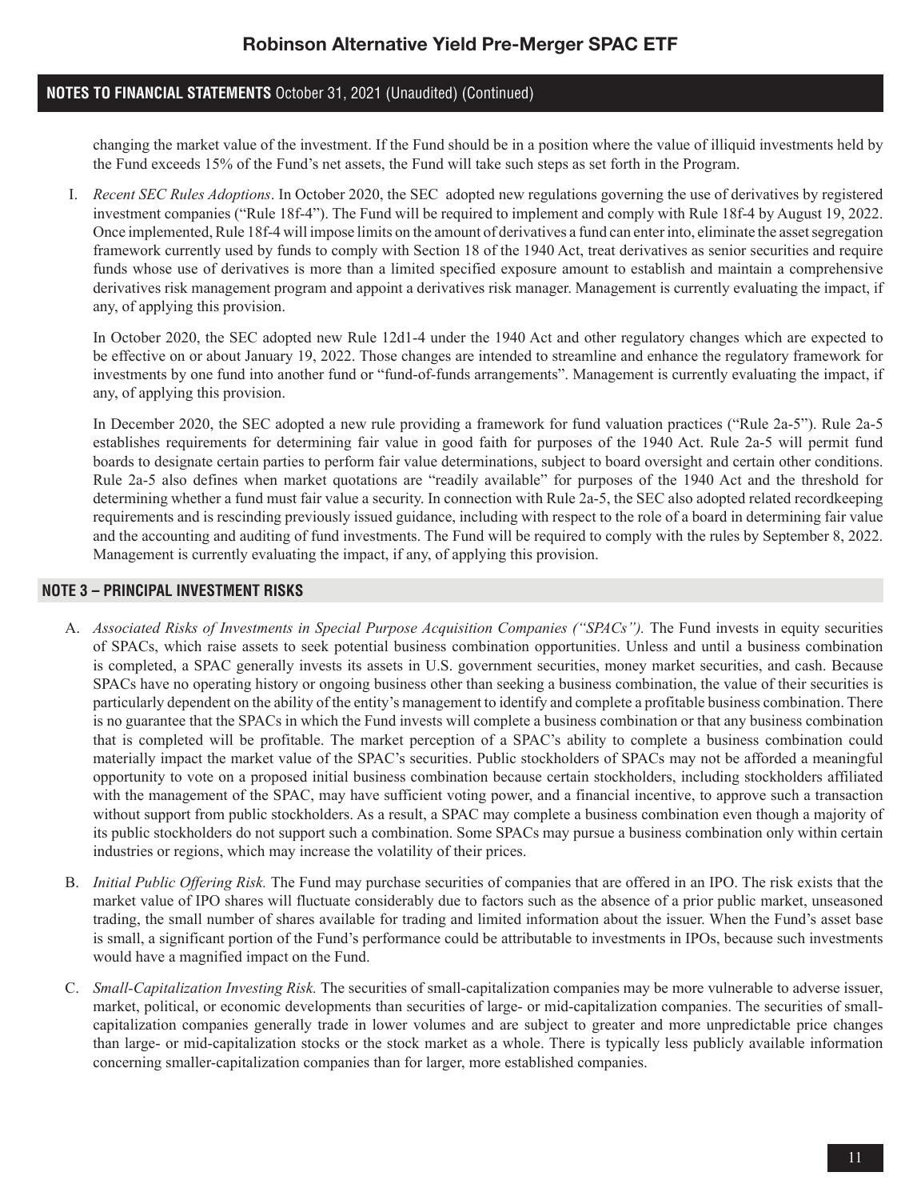changing the market value of the investment. If the Fund should be in a position where the value of illiquid investments held by the Fund exceeds 15% of the Fund's net assets, the Fund will take such steps as set forth in the Program.

I. *Recent SEC Rules Adoptions*. In October 2020, the SEC adopted new regulations governing the use of derivatives by registered investment companies ("Rule 18f-4"). The Fund will be required to implement and comply with Rule 18f-4 by August 19, 2022. Once implemented, Rule 18f-4 will impose limits on the amount of derivatives a fund can enter into, eliminate the asset segregation framework currently used by funds to comply with Section 18 of the 1940 Act, treat derivatives as senior securities and require funds whose use of derivatives is more than a limited specified exposure amount to establish and maintain a comprehensive derivatives risk management program and appoint a derivatives risk manager. Management is currently evaluating the impact, if any, of applying this provision.

   In October 2020, the SEC adopted new Rule 12d1-4 under the 1940 Act and other regulatory changes which are expected to be effective on or about January 19, 2022. Those changes are intended to streamline and enhance the regulatory framework for investments by one fund into another fund or "fund-of-funds arrangements". Management is currently evaluating the impact, if any, of applying this provision.

   In December 2020, the SEC adopted a new rule providing a framework for fund valuation practices ("Rule 2a-5"). Rule 2a-5 establishes requirements for determining fair value in good faith for purposes of the 1940 Act. Rule 2a-5 will permit fund boards to designate certain parties to perform fair value determinations, subject to board oversight and certain other conditions. Rule 2a-5 also defines when market quotations are "readily available" for purposes of the 1940 Act and the threshold for determining whether a fund must fair value a security. In connection with Rule 2a-5, the SEC also adopted related recordkeeping requirements and is rescinding previously issued guidance, including with respect to the role of a board in determining fair value and the accounting and auditing of fund investments. The Fund will be required to comply with the rules by September 8, 2022. Management is currently evaluating the impact, if any, of applying this provision.

## NOTE 3 – PRINCIPAL INVESTMENT RISKS

A. *Associated Risks of Investments in Special Purpose Acquisition Companies ("SPACs").* The Fund invests in equity securities of SPACs, which raise assets to seek potential business combination opportunities. Unless and until a business combination is completed, a SPAC generally invests its assets in U.S. government securities, money market securities, and cash. Because SPACs have no operating history or ongoing business other than seeking a business combination, the value of their securities is particularly dependent on the ability of the entity's management to identify and complete a profitable business combination. There is no guarantee that the SPACs in which the Fund invests will complete a business combination or that any business combination that is completed will be profitable. The market perception of a SPAC's ability to complete a business combination could materially impact the market value of the SPAC's securities. Public stockholders of SPACs may not be afforded a meaningful opportunity to vote on a proposed initial business combination because certain stockholders, including stockholders affiliated with the management of the SPAC, may have sufficient voting power, and a financial incentive, to approve such a transaction without support from public stockholders. As a result, a SPAC may complete a business combination even though a majority of its public stockholders do not support such a combination. Some SPACs may pursue a business combination only within certain industries or regions, which may increase the volatility of their prices.

B. *Initial Public Offering Risk.* The Fund may purchase securities of companies that are offered in an IPO. The risk exists that the market value of IPO shares will fluctuate considerably due to factors such as the absence of a prior public market, unseasoned trading, the small number of shares available for trading and limited information about the issuer. When the Fund's asset base is small, a significant portion of the Fund's performance could be attributable to investments in IPOs, because such investments would have a magnified impact on the Fund.

C. *Small-Capitalization Investing Risk.* The securities of small-capitalization companies may be more vulnerable to adverse issuer, market, political, or economic developments than securities of large- or mid-capitalization companies. The securities of small-capitalization companies generally trade in lower volumes and are subject to greater and more unpredictable price changes than large- or mid-capitalization stocks or the stock market as a whole. There is typically less publicly available information concerning smaller-capitalization companies than for larger, more established companies.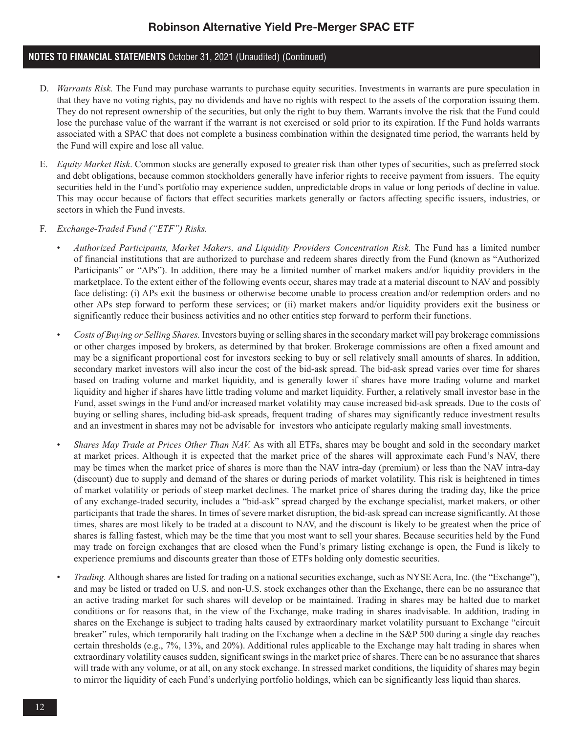D. *Warrants Risk.* The Fund may purchase warrants to purchase equity securities. Investments in warrants are pure speculation in that they have no voting rights, pay no dividends and have no rights with respect to the assets of the corporation issuing them. They do not represent ownership of the securities, but only the right to buy them. Warrants involve the risk that the Fund could lose the purchase value of the warrant if the warrant is not exercised or sold prior to its expiration. If the Fund holds warrants associated with a SPAC that does not complete a business combination within the designated time period, the warrants held by the Fund will expire and lose all value.

E. *Equity Market Risk*. Common stocks are generally exposed to greater risk than other types of securities, such as preferred stock and debt obligations, because common stockholders generally have inferior rights to receive payment from issuers. The equity securities held in the Fund's portfolio may experience sudden, unpredictable drops in value or long periods of decline in value. This may occur because of factors that effect securities markets generally or factors affecting specific issuers, industries, or sectors in which the Fund invests.

F. *Exchange-Traded Fund ("ETF") Risks.*

- *Authorized Participants, Market Makers, and Liquidity Providers Concentration Risk.* The Fund has a limited number of financial institutions that are authorized to purchase and redeem shares directly from the Fund (known as "Authorized Participants" or "APs"). In addition, there may be a limited number of market makers and/or liquidity providers in the marketplace. To the extent either of the following events occur, shares may trade at a material discount to NAV and possibly face delisting: (i) APs exit the business or otherwise become unable to process creation and/or redemption orders and no other APs step forward to perform these services; or (ii) market makers and/or liquidity providers exit the business or significantly reduce their business activities and no other entities step forward to perform their functions.

- *Costs of Buying or Selling Shares.* Investors buying or selling shares in the secondary market will pay brokerage commissions or other charges imposed by brokers, as determined by that broker. Brokerage commissions are often a fixed amount and may be a significant proportional cost for investors seeking to buy or sell relatively small amounts of shares. In addition, secondary market investors will also incur the cost of the bid-ask spread. The bid-ask spread varies over time for shares based on trading volume and market liquidity, and is generally lower if shares have more trading volume and market liquidity and higher if shares have little trading volume and market liquidity. Further, a relatively small investor base in the Fund, asset swings in the Fund and/or increased market volatility may cause increased bid-ask spreads. Due to the costs of buying or selling shares, including bid-ask spreads, frequent trading of shares may significantly reduce investment results and an investment in shares may not be advisable for investors who anticipate regularly making small investments.

- *Shares May Trade at Prices Other Than NAV.* As with all ETFs, shares may be bought and sold in the secondary market at market prices. Although it is expected that the market price of the shares will approximate each Fund's NAV, there may be times when the market price of shares is more than the NAV intra-day (premium) or less than the NAV intra-day (discount) due to supply and demand of the shares or during periods of market volatility. This risk is heightened in times of market volatility or periods of steep market declines. The market price of shares during the trading day, like the price of any exchange-traded security, includes a "bid-ask" spread charged by the exchange specialist, market makers, or other participants that trade the shares. In times of severe market disruption, the bid-ask spread can increase significantly. At those times, shares are most likely to be traded at a discount to NAV, and the discount is likely to be greatest when the price of shares is falling fastest, which may be the time that you most want to sell your shares. Because securities held by the Fund may trade on foreign exchanges that are closed when the Fund's primary listing exchange is open, the Fund is likely to experience premiums and discounts greater than those of ETFs holding only domestic securities.

- *Trading.* Although shares are listed for trading on a national securities exchange, such as NYSE Acra, Inc. (the "Exchange"), and may be listed or traded on U.S. and non-U.S. stock exchanges other than the Exchange, there can be no assurance that an active trading market for such shares will develop or be maintained. Trading in shares may be halted due to market conditions or for reasons that, in the view of the Exchange, make trading in shares inadvisable. In addition, trading in shares on the Exchange is subject to trading halts caused by extraordinary market volatility pursuant to Exchange "circuit breaker" rules, which temporarily halt trading on the Exchange when a decline in the S&P 500 during a single day reaches certain thresholds (e.g., 7%, 13%, and 20%). Additional rules applicable to the Exchange may halt trading in shares when extraordinary volatility causes sudden, significant swings in the market price of shares. There can be no assurance that shares will trade with any volume, or at all, on any stock exchange. In stressed market conditions, the liquidity of shares may begin to mirror the liquidity of each Fund's underlying portfolio holdings, which can be significantly less liquid than shares.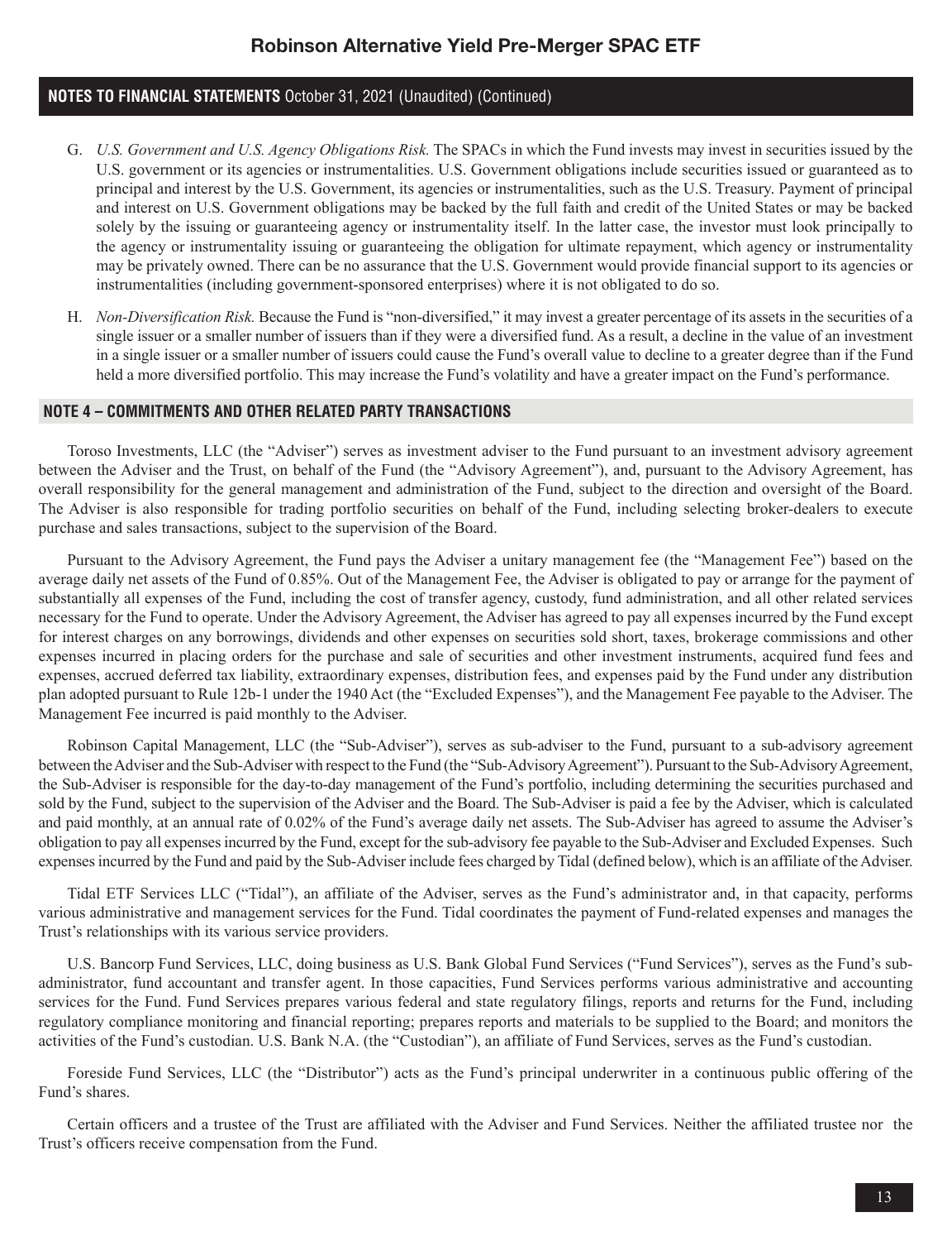G. *U.S. Government and U.S. Agency Obligations Risk.* The SPACs in which the Fund invests may invest in securities issued by the U.S. government or its agencies or instrumentalities. U.S. Government obligations include securities issued or guaranteed as to principal and interest by the U.S. Government, its agencies or instrumentalities, such as the U.S. Treasury. Payment of principal and interest on U.S. Government obligations may be backed by the full faith and credit of the United States or may be backed solely by the issuing or guaranteeing agency or instrumentality itself. In the latter case, the investor must look principally to the agency or instrumentality issuing or guaranteeing the obligation for ultimate repayment, which agency or instrumentality may be privately owned. There can be no assurance that the U.S. Government would provide financial support to its agencies or instrumentalities (including government-sponsored enterprises) where it is not obligated to do so.

H. *Non-Diversification Risk.* Because the Fund is "non-diversified," it may invest a greater percentage of its assets in the securities of a single issuer or a smaller number of issuers than if they were a diversified fund. As a result, a decline in the value of an investment in a single issuer or a smaller number of issuers could cause the Fund's overall value to decline to a greater degree than if the Fund held a more diversified portfolio. This may increase the Fund's volatility and have a greater impact on the Fund's performance.

## NOTE 4 – COMMITMENTS AND OTHER RELATED PARTY TRANSACTIONS

Toroso Investments, LLC (the "Adviser") serves as investment adviser to the Fund pursuant to an investment advisory agreement between the Adviser and the Trust, on behalf of the Fund (the "Advisory Agreement"), and, pursuant to the Advisory Agreement, has overall responsibility for the general management and administration of the Fund, subject to the direction and oversight of the Board. The Adviser is also responsible for trading portfolio securities on behalf of the Fund, including selecting broker-dealers to execute purchase and sales transactions, subject to the supervision of the Board.

Pursuant to the Advisory Agreement, the Fund pays the Adviser a unitary management fee (the "Management Fee") based on the average daily net assets of the Fund of 0.85%. Out of the Management Fee, the Adviser is obligated to pay or arrange for the payment of substantially all expenses of the Fund, including the cost of transfer agency, custody, fund administration, and all other related services necessary for the Fund to operate. Under the Advisory Agreement, the Adviser has agreed to pay all expenses incurred by the Fund except for interest charges on any borrowings, dividends and other expenses on securities sold short, taxes, brokerage commissions and other expenses incurred in placing orders for the purchase and sale of securities and other investment instruments, acquired fund fees and expenses, accrued deferred tax liability, extraordinary expenses, distribution fees, and expenses paid by the Fund under any distribution plan adopted pursuant to Rule 12b-1 under the 1940 Act (the "Excluded Expenses"), and the Management Fee payable to the Adviser. The Management Fee incurred is paid monthly to the Adviser.

Robinson Capital Management, LLC (the "Sub-Adviser"), serves as sub-adviser to the Fund, pursuant to a sub-advisory agreement between the Adviser and the Sub-Adviser with respect to the Fund (the "Sub-Advisory Agreement"). Pursuant to the Sub-Advisory Agreement, the Sub-Adviser is responsible for the day-to-day management of the Fund's portfolio, including determining the securities purchased and sold by the Fund, subject to the supervision of the Adviser and the Board. The Sub-Adviser is paid a fee by the Adviser, which is calculated and paid monthly, at an annual rate of 0.02% of the Fund's average daily net assets. The Sub-Adviser has agreed to assume the Adviser's obligation to pay all expenses incurred by the Fund, except for the sub-advisory fee payable to the Sub-Adviser and Excluded Expenses. Such expenses incurred by the Fund and paid by the Sub-Adviser include fees charged by Tidal (defined below), which is an affiliate of the Adviser.

Tidal ETF Services LLC ("Tidal"), an affiliate of the Adviser, serves as the Fund's administrator and, in that capacity, performs various administrative and management services for the Fund. Tidal coordinates the payment of Fund-related expenses and manages the Trust's relationships with its various service providers.

U.S. Bancorp Fund Services, LLC, doing business as U.S. Bank Global Fund Services ("Fund Services"), serves as the Fund's sub-administrator, fund accountant and transfer agent. In those capacities, Fund Services performs various administrative and accounting services for the Fund. Fund Services prepares various federal and state regulatory filings, reports and returns for the Fund, including regulatory compliance monitoring and financial reporting; prepares reports and materials to be supplied to the Board; and monitors the activities of the Fund's custodian. U.S. Bank N.A. (the "Custodian"), an affiliate of Fund Services, serves as the Fund's custodian.

Foreside Fund Services, LLC (the "Distributor") acts as the Fund's principal underwriter in a continuous public offering of the Fund's shares.

Certain officers and a trustee of the Trust are affiliated with the Adviser and Fund Services. Neither the affiliated trustee nor the Trust's officers receive compensation from the Fund.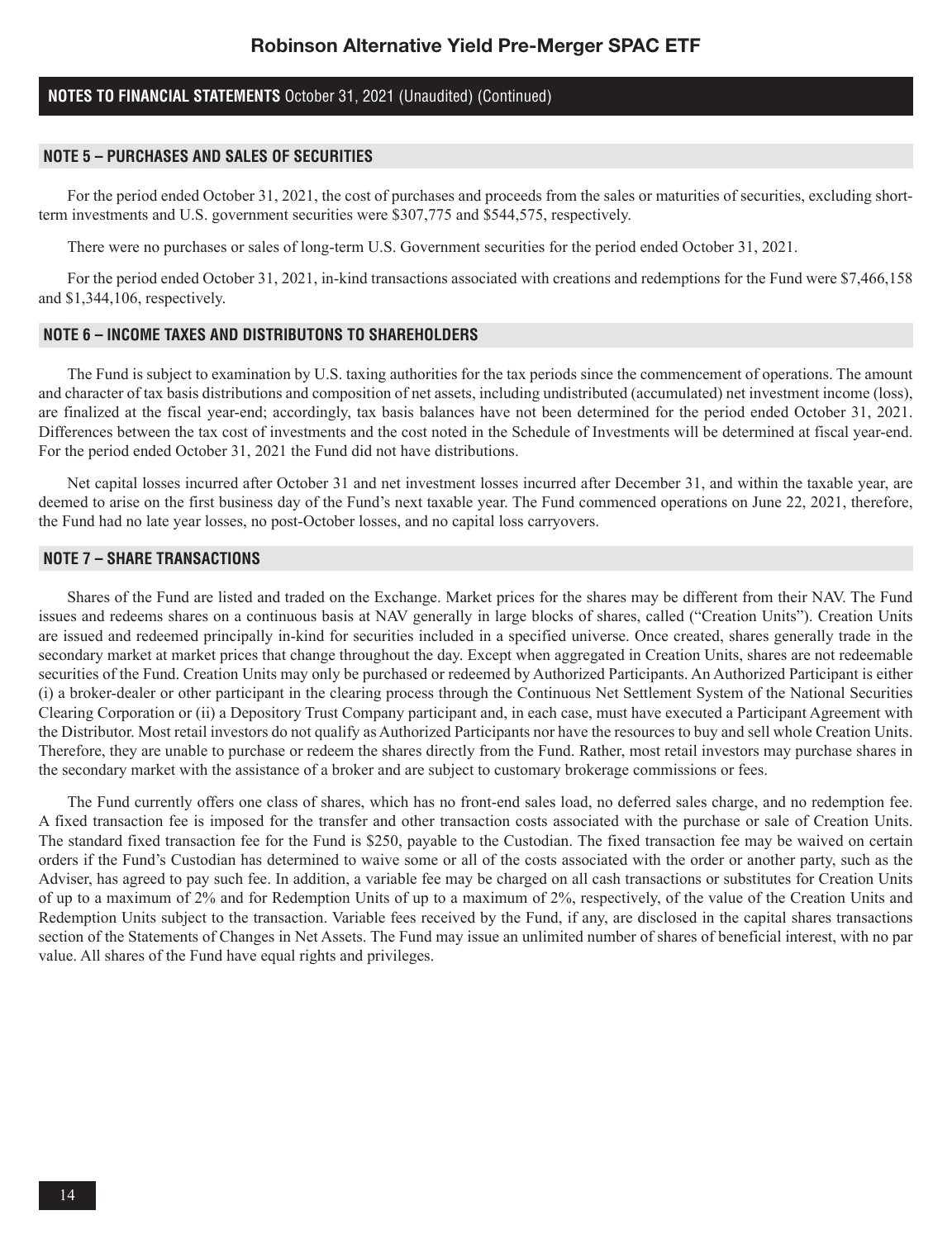## NOTE 5 – PURCHASES AND SALES OF SECURITIES

For the period ended October 31, 2021, the cost of purchases and proceeds from the sales or maturities of securities, excluding short-term investments and U.S. government securities were $307,775 and $544,575, respectively.

There were no purchases or sales of long-term U.S. Government securities for the period ended October 31, 2021.

For the period ended October 31, 2021, in-kind transactions associated with creations and redemptions for the Fund were $7,466,158 and $1,344,106, respectively.

## NOTE 6 – INCOME TAXES AND DISTRIBUTONS TO SHAREHOLDERS

The Fund is subject to examination by U.S. taxing authorities for the tax periods since the commencement of operations. The amount and character of tax basis distributions and composition of net assets, including undistributed (accumulated) net investment income (loss), are finalized at the fiscal year-end; accordingly, tax basis balances have not been determined for the period ended October 31, 2021. Differences between the tax cost of investments and the cost noted in the Schedule of Investments will be determined at fiscal year-end. For the period ended October 31, 2021 the Fund did not have distributions.

Net capital losses incurred after October 31 and net investment losses incurred after December 31, and within the taxable year, are deemed to arise on the first business day of the Fund's next taxable year. The Fund commenced operations on June 22, 2021, therefore, the Fund had no late year losses, no post-October losses, and no capital loss carryovers.

## NOTE 7 – SHARE TRANSACTIONS

Shares of the Fund are listed and traded on the Exchange. Market prices for the shares may be different from their NAV. The Fund issues and redeems shares on a continuous basis at NAV generally in large blocks of shares, called ("Creation Units"). Creation Units are issued and redeemed principally in-kind for securities included in a specified universe. Once created, shares generally trade in the secondary market at market prices that change throughout the day. Except when aggregated in Creation Units, shares are not redeemable securities of the Fund. Creation Units may only be purchased or redeemed by Authorized Participants. An Authorized Participant is either (i) a broker-dealer or other participant in the clearing process through the Continuous Net Settlement System of the National Securities Clearing Corporation or (ii) a Depository Trust Company participant and, in each case, must have executed a Participant Agreement with the Distributor. Most retail investors do not qualify as Authorized Participants nor have the resources to buy and sell whole Creation Units. Therefore, they are unable to purchase or redeem the shares directly from the Fund. Rather, most retail investors may purchase shares in the secondary market with the assistance of a broker and are subject to customary brokerage commissions or fees.

The Fund currently offers one class of shares, which has no front-end sales load, no deferred sales charge, and no redemption fee. A fixed transaction fee is imposed for the transfer and other transaction costs associated with the purchase or sale of Creation Units. The standard fixed transaction fee for the Fund is $250, payable to the Custodian. The fixed transaction fee may be waived on certain orders if the Fund's Custodian has determined to waive some or all of the costs associated with the order or another party, such as the Adviser, has agreed to pay such fee. In addition, a variable fee may be charged on all cash transactions or substitutes for Creation Units of up to a maximum of 2% and for Redemption Units of up to a maximum of 2%, respectively, of the value of the Creation Units and Redemption Units subject to the transaction. Variable fees received by the Fund, if any, are disclosed in the capital shares transactions section of the Statements of Changes in Net Assets. The Fund may issue an unlimited number of shares of beneficial interest, with no par value. All shares of the Fund have equal rights and privileges.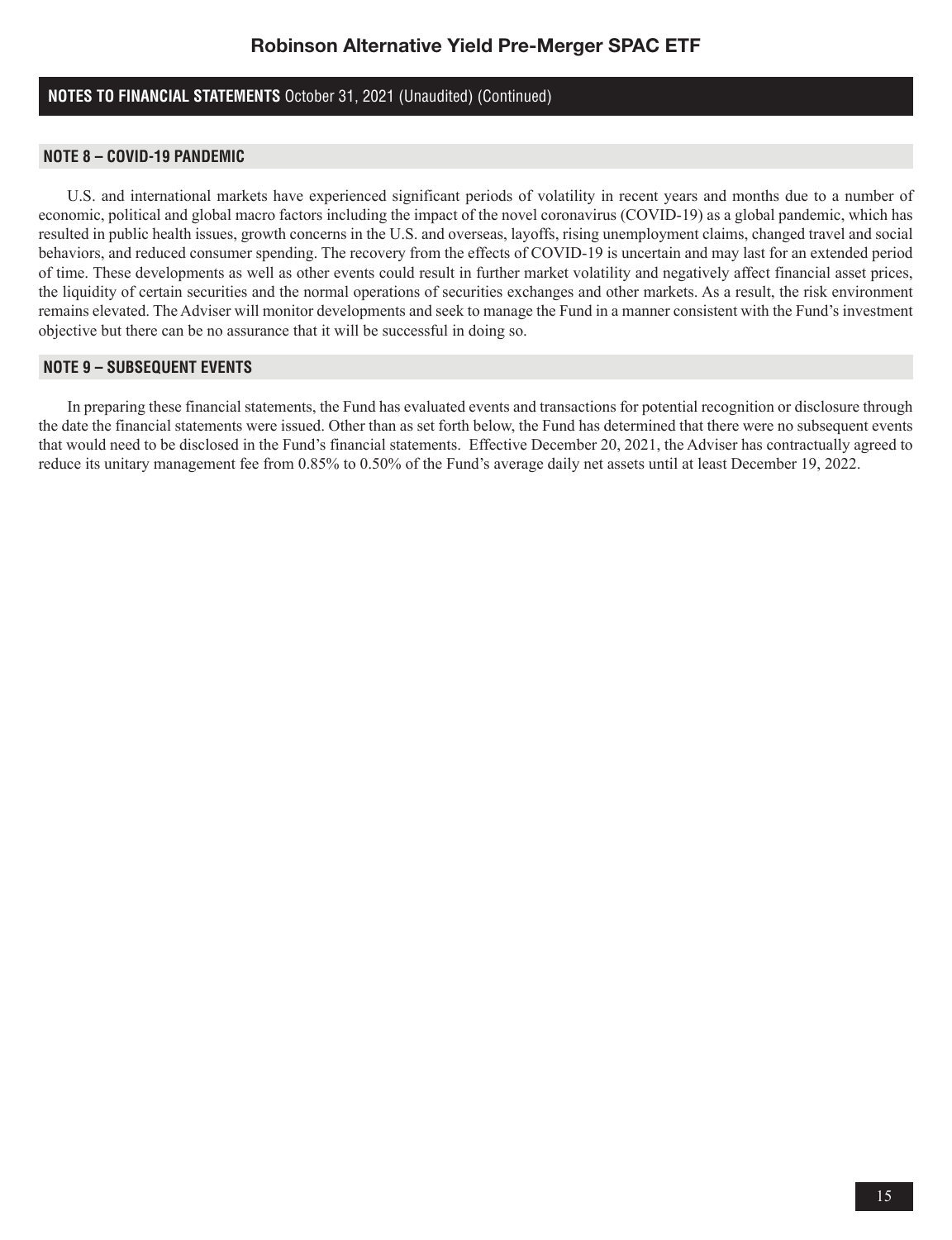## NOTE 8 – COVID-19 PANDEMIC

U.S. and international markets have experienced significant periods of volatility in recent years and months due to a number of economic, political and global macro factors including the impact of the novel coronavirus (COVID-19) as a global pandemic, which has resulted in public health issues, growth concerns in the U.S. and overseas, layoffs, rising unemployment claims, changed travel and social behaviors, and reduced consumer spending. The recovery from the effects of COVID-19 is uncertain and may last for an extended period of time. These developments as well as other events could result in further market volatility and negatively affect financial asset prices, the liquidity of certain securities and the normal operations of securities exchanges and other markets. As a result, the risk environment remains elevated. The Adviser will monitor developments and seek to manage the Fund in a manner consistent with the Fund's investment objective but there can be no assurance that it will be successful in doing so.

## NOTE 9 – SUBSEQUENT EVENTS

In preparing these financial statements, the Fund has evaluated events and transactions for potential recognition or disclosure through the date the financial statements were issued. Other than as set forth below, the Fund has determined that there were no subsequent events that would need to be disclosed in the Fund's financial statements. Effective December 20, 2021, the Adviser has contractually agreed to reduce its unitary management fee from 0.85% to 0.50% of the Fund's average daily net assets until at least December 19, 2022.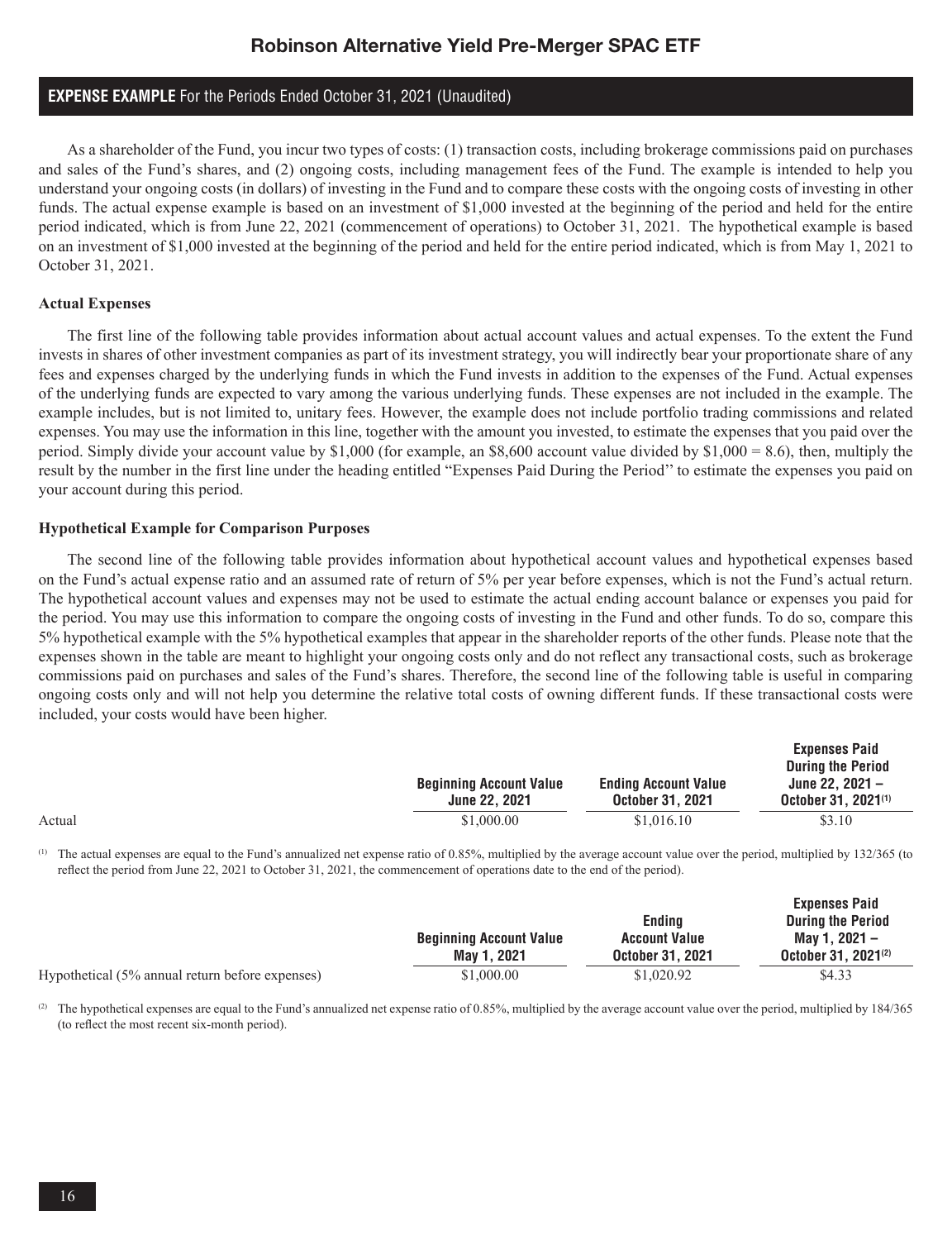# Robinson Alternative Yield Pre-Merger SPAC ETF

## EXPENSE EXAMPLE For the Periods Ended October 31, 2021 (Unaudited)

As a shareholder of the Fund, you incur two types of costs: (1) transaction costs, including brokerage commissions paid on purchases and sales of the Fund's shares, and (2) ongoing costs, including management fees of the Fund. The example is intended to help you understand your ongoing costs (in dollars) of investing in the Fund and to compare these costs with the ongoing costs of investing in other funds. The actual expense example is based on an investment of $1,000 invested at the beginning of the period and held for the entire period indicated, which is from June 22, 2021 (commencement of operations) to October 31, 2021. The hypothetical example is based on an investment of $1,000 invested at the beginning of the period and held for the entire period indicated, which is from May 1, 2021 to October 31, 2021.

**Actual Expenses**

The first line of the following table provides information about actual account values and actual expenses. To the extent the Fund invests in shares of other investment companies as part of its investment strategy, you will indirectly bear your proportionate share of any fees and expenses charged by the underlying funds in which the Fund invests in addition to the expenses of the Fund. Actual expenses of the underlying funds are expected to vary among the various underlying funds. These expenses are not included in the example. The example includes, but is not limited to, unitary fees. However, the example does not include portfolio trading commissions and related expenses. You may use the information in this line, together with the amount you invested, to estimate the expenses that you paid over the period. Simply divide your account value by $1,000 (for example, an $8,600 account value divided by $1,000 = 8.6), then, multiply the result by the number in the first line under the heading entitled "Expenses Paid During the Period'' to estimate the expenses you paid on your account during this period.

**Hypothetical Example for Comparison Purposes**

The second line of the following table provides information about hypothetical account values and hypothetical expenses based on the Fund's actual expense ratio and an assumed rate of return of 5% per year before expenses, which is not the Fund's actual return. The hypothetical account values and expenses may not be used to estimate the actual ending account balance or expenses you paid for the period. You may use this information to compare the ongoing costs of investing in the Fund and other funds. To do so, compare this 5% hypothetical example with the 5% hypothetical examples that appear in the shareholder reports of the other funds. Please note that the expenses shown in the table are meant to highlight your ongoing costs only and do not reflect any transactional costs, such as brokerage commissions paid on purchases and sales of the Fund's shares. Therefore, the second line of the following table is useful in comparing ongoing costs only and will not help you determine the relative total costs of owning different funds. If these transactional costs were included, your costs would have been higher.

| | Beginning Account Value June 22, 2021 | Ending Account Value October 31, 2021 | Expenses Paid During the Period June 22, 2021 – October 31, 2021[(1)] |
|---|---|---|---|
| Actual | $1,000.00 | $1,016.10 | $3.10 |

[(1)] The actual expenses are equal to the Fund's annualized net expense ratio of 0.85%, multiplied by the average account value over the period, multiplied by 132/365 (to reflect the period from June 22, 2021 to October 31, 2021, the commencement of operations date to the end of the period).

| | Beginning Account Value May 1, 2021 | Ending Account Value October 31, 2021 | Expenses Paid During the Period May 1, 2021 – October 31, 2021[(2)] |
|---|---|---|---|
| Hypothetical (5% annual return before expenses) | $1,000.00 | $1,020.92 | $4.33 |

[(2)] The hypothetical expenses are equal to the Fund's annualized net expense ratio of 0.85%, multiplied by the average account value over the period, multiplied by 184/365 (to reflect the most recent six-month period).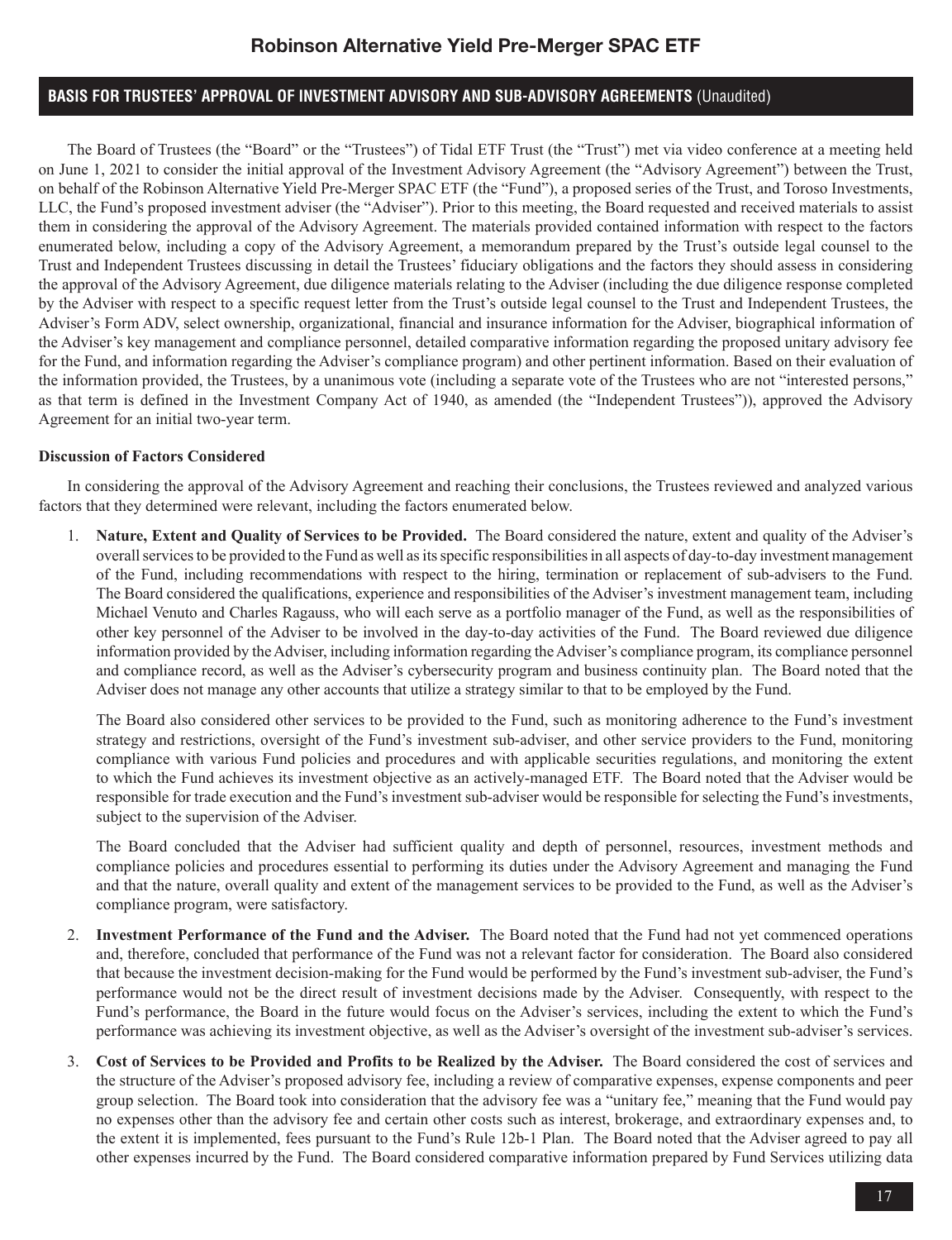## BASIS FOR TRUSTEES' APPROVAL OF INVESTMENT ADVISORY AND SUB-ADVISORY AGREEMENTS (Unaudited)

The Board of Trustees (the "Board" or the "Trustees") of Tidal ETF Trust (the "Trust") met via video conference at a meeting held on June 1, 2021 to consider the initial approval of the Investment Advisory Agreement (the "Advisory Agreement") between the Trust, on behalf of the Robinson Alternative Yield Pre-Merger SPAC ETF (the "Fund"), a proposed series of the Trust, and Toroso Investments, LLC, the Fund's proposed investment adviser (the "Adviser"). Prior to this meeting, the Board requested and received materials to assist them in considering the approval of the Advisory Agreement. The materials provided contained information with respect to the factors enumerated below, including a copy of the Advisory Agreement, a memorandum prepared by the Trust's outside legal counsel to the Trust and Independent Trustees discussing in detail the Trustees' fiduciary obligations and the factors they should assess in considering the approval of the Advisory Agreement, due diligence materials relating to the Adviser (including the due diligence response completed by the Adviser with respect to a specific request letter from the Trust's outside legal counsel to the Trust and Independent Trustees, the Adviser's Form ADV, select ownership, organizational, financial and insurance information for the Adviser, biographical information of the Adviser's key management and compliance personnel, detailed comparative information regarding the proposed unitary advisory fee for the Fund, and information regarding the Adviser's compliance program) and other pertinent information. Based on their evaluation of the information provided, the Trustees, by a unanimous vote (including a separate vote of the Trustees who are not "interested persons," as that term is defined in the Investment Company Act of 1940, as amended (the "Independent Trustees")), approved the Advisory Agreement for an initial two-year term.

**Discussion of Factors Considered**

In considering the approval of the Advisory Agreement and reaching their conclusions, the Trustees reviewed and analyzed various factors that they determined were relevant, including the factors enumerated below.

1. **Nature, Extent and Quality of Services to be Provided.** The Board considered the nature, extent and quality of the Adviser's overall services to be provided to the Fund as well as its specific responsibilities in all aspects of day-to-day investment management of the Fund, including recommendations with respect to the hiring, termination or replacement of sub-advisers to the Fund. The Board considered the qualifications, experience and responsibilities of the Adviser's investment management team, including Michael Venuto and Charles Ragauss, who will each serve as a portfolio manager of the Fund, as well as the responsibilities of other key personnel of the Adviser to be involved in the day-to-day activities of the Fund. The Board reviewed due diligence information provided by the Adviser, including information regarding the Adviser's compliance program, its compliance personnel and compliance record, as well as the Adviser's cybersecurity program and business continuity plan. The Board noted that the Adviser does not manage any other accounts that utilize a strategy similar to that to be employed by the Fund.

   The Board also considered other services to be provided to the Fund, such as monitoring adherence to the Fund's investment strategy and restrictions, oversight of the Fund's investment sub-adviser, and other service providers to the Fund, monitoring compliance with various Fund policies and procedures and with applicable securities regulations, and monitoring the extent to which the Fund achieves its investment objective as an actively-managed ETF. The Board noted that the Adviser would be responsible for trade execution and the Fund's investment sub-adviser would be responsible for selecting the Fund's investments, subject to the supervision of the Adviser.

   The Board concluded that the Adviser had sufficient quality and depth of personnel, resources, investment methods and compliance policies and procedures essential to performing its duties under the Advisory Agreement and managing the Fund and that the nature, overall quality and extent of the management services to be provided to the Fund, as well as the Adviser's compliance program, were satisfactory.

2. **Investment Performance of the Fund and the Adviser.** The Board noted that the Fund had not yet commenced operations and, therefore, concluded that performance of the Fund was not a relevant factor for consideration. The Board also considered that because the investment decision-making for the Fund would be performed by the Fund's investment sub-adviser, the Fund's performance would not be the direct result of investment decisions made by the Adviser. Consequently, with respect to the Fund's performance, the Board in the future would focus on the Adviser's services, including the extent to which the Fund's performance was achieving its investment objective, as well as the Adviser's oversight of the investment sub-adviser's services.

3. **Cost of Services to be Provided and Profits to be Realized by the Adviser.** The Board considered the cost of services and the structure of the Adviser's proposed advisory fee, including a review of comparative expenses, expense components and peer group selection. The Board took into consideration that the advisory fee was a "unitary fee," meaning that the Fund would pay no expenses other than the advisory fee and certain other costs such as interest, brokerage, and extraordinary expenses and, to the extent it is implemented, fees pursuant to the Fund's Rule 12b-1 Plan. The Board noted that the Adviser agreed to pay all other expenses incurred by the Fund. The Board considered comparative information prepared by Fund Services utilizing data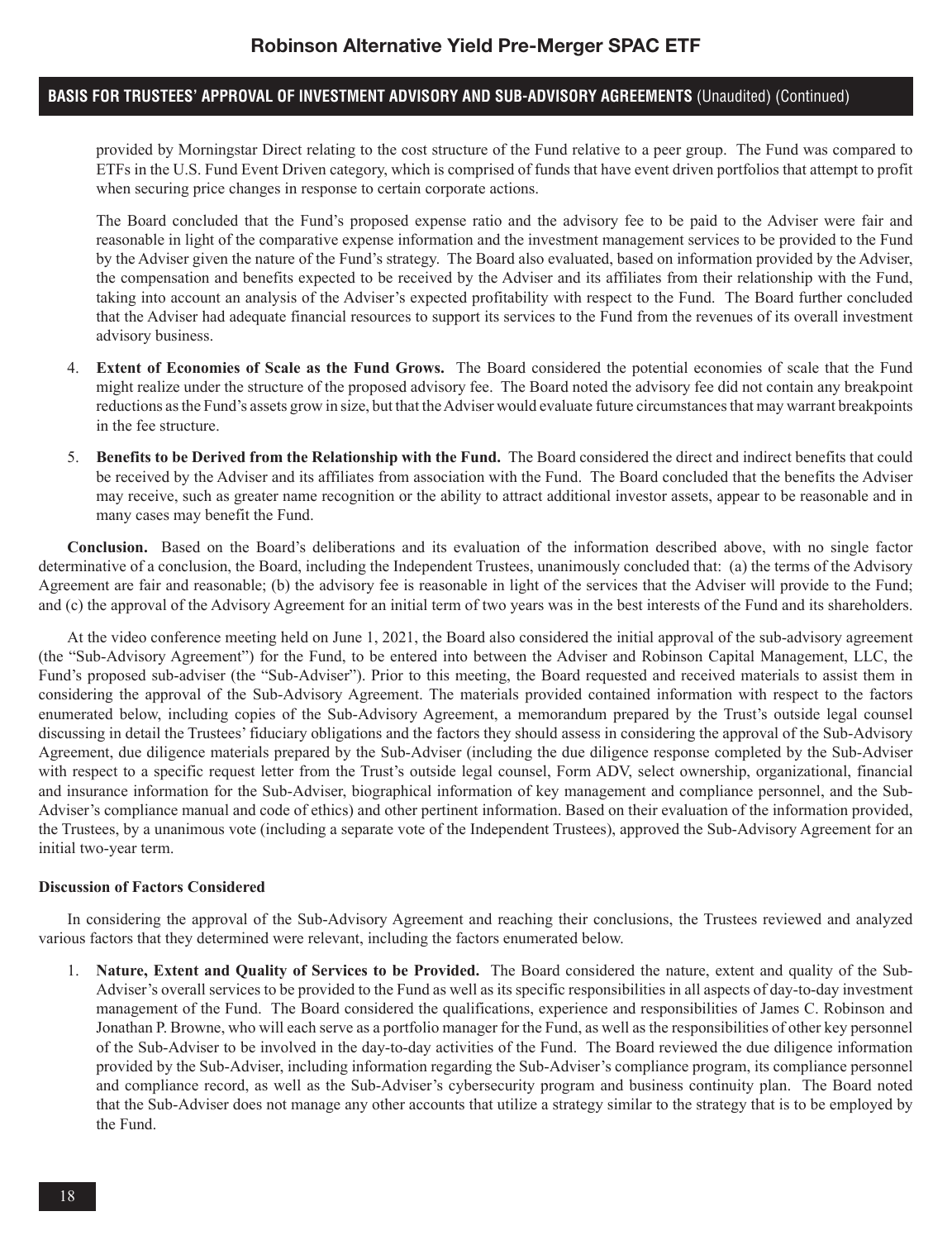provided by Morningstar Direct relating to the cost structure of the Fund relative to a peer group. The Fund was compared to ETFs in the U.S. Fund Event Driven category, which is comprised of funds that have event driven portfolios that attempt to profit when securing price changes in response to certain corporate actions.

The Board concluded that the Fund's proposed expense ratio and the advisory fee to be paid to the Adviser were fair and reasonable in light of the comparative expense information and the investment management services to be provided to the Fund by the Adviser given the nature of the Fund's strategy. The Board also evaluated, based on information provided by the Adviser, the compensation and benefits expected to be received by the Adviser and its affiliates from their relationship with the Fund, taking into account an analysis of the Adviser's expected profitability with respect to the Fund. The Board further concluded that the Adviser had adequate financial resources to support its services to the Fund from the revenues of its overall investment advisory business.

4. **Extent of Economies of Scale as the Fund Grows.** The Board considered the potential economies of scale that the Fund might realize under the structure of the proposed advisory fee. The Board noted the advisory fee did not contain any breakpoint reductions as the Fund's assets grow in size, but that the Adviser would evaluate future circumstances that may warrant breakpoints in the fee structure.

5. **Benefits to be Derived from the Relationship with the Fund.** The Board considered the direct and indirect benefits that could be received by the Adviser and its affiliates from association with the Fund. The Board concluded that the benefits the Adviser may receive, such as greater name recognition or the ability to attract additional investor assets, appear to be reasonable and in many cases may benefit the Fund.

**Conclusion.** Based on the Board's deliberations and its evaluation of the information described above, with no single factor determinative of a conclusion, the Board, including the Independent Trustees, unanimously concluded that: (a) the terms of the Advisory Agreement are fair and reasonable; (b) the advisory fee is reasonable in light of the services that the Adviser will provide to the Fund; and (c) the approval of the Advisory Agreement for an initial term of two years was in the best interests of the Fund and its shareholders.

At the video conference meeting held on June 1, 2021, the Board also considered the initial approval of the sub-advisory agreement (the "Sub-Advisory Agreement") for the Fund, to be entered into between the Adviser and Robinson Capital Management, LLC, the Fund's proposed sub-adviser (the "Sub-Adviser"). Prior to this meeting, the Board requested and received materials to assist them in considering the approval of the Sub-Advisory Agreement. The materials provided contained information with respect to the factors enumerated below, including copies of the Sub-Advisory Agreement, a memorandum prepared by the Trust's outside legal counsel discussing in detail the Trustees' fiduciary obligations and the factors they should assess in considering the approval of the Sub-Advisory Agreement, due diligence materials prepared by the Sub-Adviser (including the due diligence response completed by the Sub-Adviser with respect to a specific request letter from the Trust's outside legal counsel, Form ADV, select ownership, organizational, financial and insurance information for the Sub-Adviser, biographical information of key management and compliance personnel, and the Sub-Adviser's compliance manual and code of ethics) and other pertinent information. Based on their evaluation of the information provided, the Trustees, by a unanimous vote (including a separate vote of the Independent Trustees), approved the Sub-Advisory Agreement for an initial two-year term.

**Discussion of Factors Considered**

In considering the approval of the Sub-Advisory Agreement and reaching their conclusions, the Trustees reviewed and analyzed various factors that they determined were relevant, including the factors enumerated below.

1. **Nature, Extent and Quality of Services to be Provided.** The Board considered the nature, extent and quality of the Sub-Adviser's overall services to be provided to the Fund as well as its specific responsibilities in all aspects of day-to-day investment management of the Fund. The Board considered the qualifications, experience and responsibilities of James C. Robinson and Jonathan P. Browne, who will each serve as a portfolio manager for the Fund, as well as the responsibilities of other key personnel of the Sub-Adviser to be involved in the day-to-day activities of the Fund. The Board reviewed the due diligence information provided by the Sub-Adviser, including information regarding the Sub-Adviser's compliance program, its compliance personnel and compliance record, as well as the Sub-Adviser's cybersecurity program and business continuity plan. The Board noted that the Sub-Adviser does not manage any other accounts that utilize a strategy similar to the strategy that is to be employed by the Fund.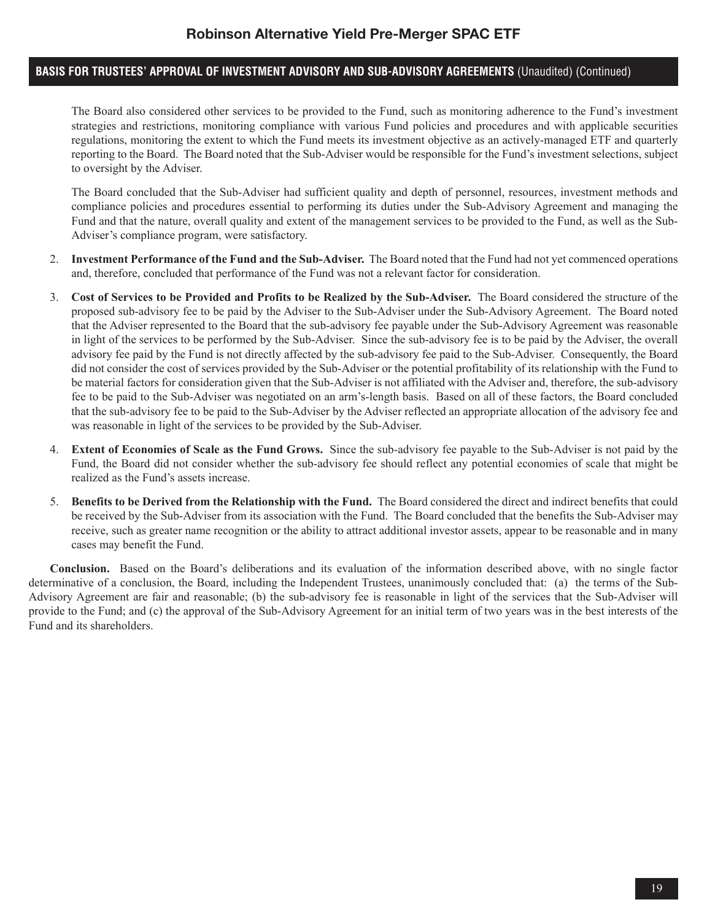## BASIS FOR TRUSTEES' APPROVAL OF INVESTMENT ADVISORY AND SUB-ADVISORY AGREEMENTS (Unaudited) (Continued)

The Board also considered other services to be provided to the Fund, such as monitoring adherence to the Fund's investment strategies and restrictions, monitoring compliance with various Fund policies and procedures and with applicable securities regulations, monitoring the extent to which the Fund meets its investment objective as an actively-managed ETF and quarterly reporting to the Board. The Board noted that the Sub-Adviser would be responsible for the Fund's investment selections, subject to oversight by the Adviser.

The Board concluded that the Sub-Adviser had sufficient quality and depth of personnel, resources, investment methods and compliance policies and procedures essential to performing its duties under the Sub-Advisory Agreement and managing the Fund and that the nature, overall quality and extent of the management services to be provided to the Fund, as well as the Sub-Adviser's compliance program, were satisfactory.

2. **Investment Performance of the Fund and the Sub-Adviser.** The Board noted that the Fund had not yet commenced operations and, therefore, concluded that performance of the Fund was not a relevant factor for consideration.

3. **Cost of Services to be Provided and Profits to be Realized by the Sub-Adviser.** The Board considered the structure of the proposed sub-advisory fee to be paid by the Adviser to the Sub-Adviser under the Sub-Advisory Agreement. The Board noted that the Adviser represented to the Board that the sub-advisory fee payable under the Sub-Advisory Agreement was reasonable in light of the services to be performed by the Sub-Adviser. Since the sub-advisory fee is to be paid by the Adviser, the overall advisory fee paid by the Fund is not directly affected by the sub-advisory fee paid to the Sub-Adviser. Consequently, the Board did not consider the cost of services provided by the Sub-Adviser or the potential profitability of its relationship with the Fund to be material factors for consideration given that the Sub-Adviser is not affiliated with the Adviser and, therefore, the sub-advisory fee to be paid to the Sub-Adviser was negotiated on an arm's-length basis. Based on all of these factors, the Board concluded that the sub-advisory fee to be paid to the Sub-Adviser by the Adviser reflected an appropriate allocation of the advisory fee and was reasonable in light of the services to be provided by the Sub-Adviser.

4. **Extent of Economies of Scale as the Fund Grows.** Since the sub-advisory fee payable to the Sub-Adviser is not paid by the Fund, the Board did not consider whether the sub-advisory fee should reflect any potential economies of scale that might be realized as the Fund's assets increase.

5. **Benefits to be Derived from the Relationship with the Fund.** The Board considered the direct and indirect benefits that could be received by the Sub-Adviser from its association with the Fund. The Board concluded that the benefits the Sub-Adviser may receive, such as greater name recognition or the ability to attract additional investor assets, appear to be reasonable and in many cases may benefit the Fund.

**Conclusion.** Based on the Board's deliberations and its evaluation of the information described above, with no single factor determinative of a conclusion, the Board, including the Independent Trustees, unanimously concluded that: (a) the terms of the Sub-Advisory Agreement are fair and reasonable; (b) the sub-advisory fee is reasonable in light of the services that the Sub-Adviser will provide to the Fund; and (c) the approval of the Sub-Advisory Agreement for an initial term of two years was in the best interests of the Fund and its shareholders.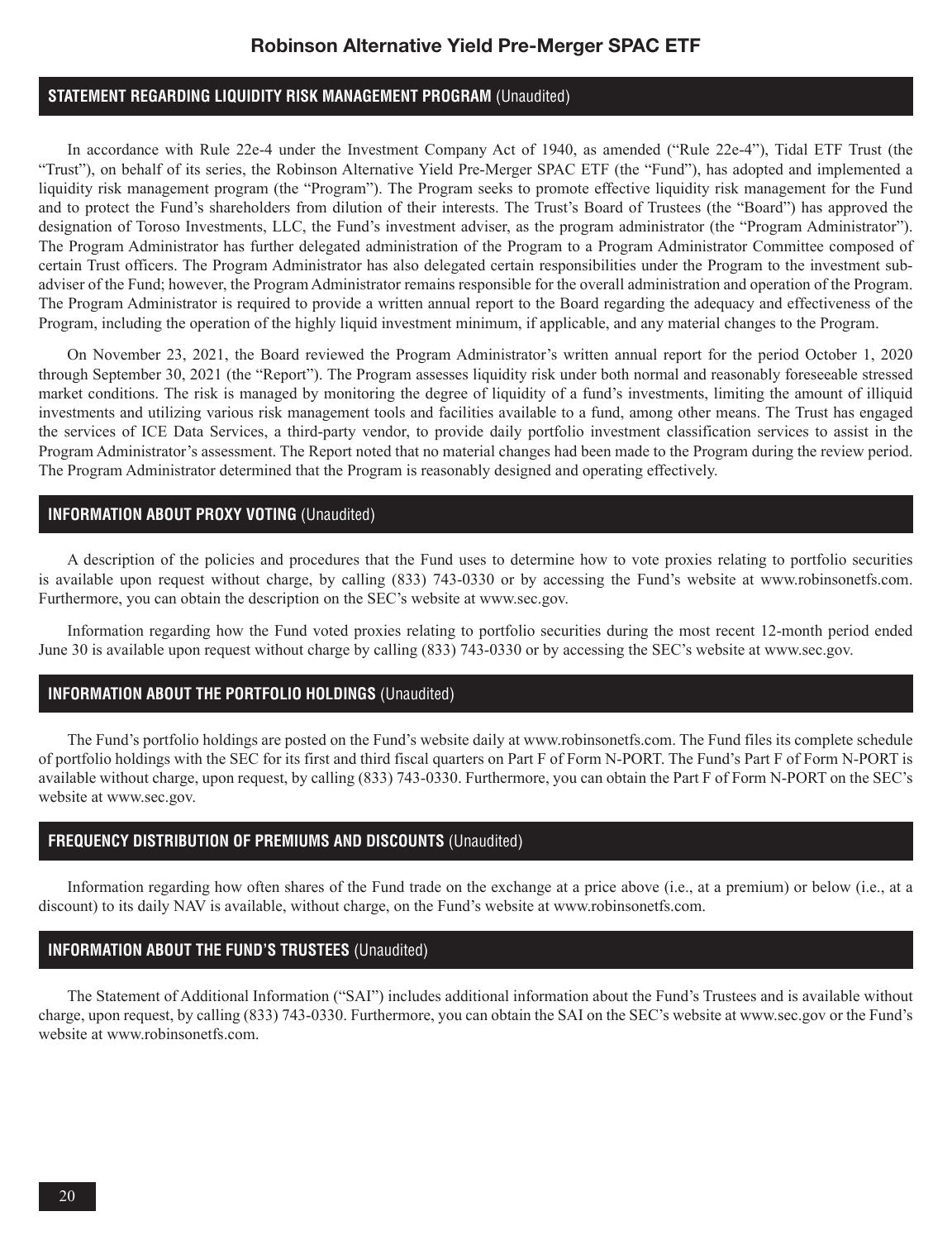## STATEMENT REGARDING LIQUIDITY RISK MANAGEMENT PROGRAM (Unaudited)

In accordance with Rule 22e-4 under the Investment Company Act of 1940, as amended ("Rule 22e-4"), Tidal ETF Trust (the "Trust"), on behalf of its series, the Robinson Alternative Yield Pre-Merger SPAC ETF (the "Fund"), has adopted and implemented a liquidity risk management program (the "Program"). The Program seeks to promote effective liquidity risk management for the Fund and to protect the Fund's shareholders from dilution of their interests. The Trust's Board of Trustees (the "Board") has approved the designation of Toroso Investments, LLC, the Fund's investment adviser, as the program administrator (the "Program Administrator"). The Program Administrator has further delegated administration of the Program to a Program Administrator Committee composed of certain Trust officers. The Program Administrator has also delegated certain responsibilities under the Program to the investment sub-adviser of the Fund; however, the Program Administrator remains responsible for the overall administration and operation of the Program. The Program Administrator is required to provide a written annual report to the Board regarding the adequacy and effectiveness of the Program, including the operation of the highly liquid investment minimum, if applicable, and any material changes to the Program.

On November 23, 2021, the Board reviewed the Program Administrator's written annual report for the period October 1, 2020 through September 30, 2021 (the "Report"). The Program assesses liquidity risk under both normal and reasonably foreseeable stressed market conditions. The risk is managed by monitoring the degree of liquidity of a fund's investments, limiting the amount of illiquid investments and utilizing various risk management tools and facilities available to a fund, among other means. The Trust has engaged the services of ICE Data Services, a third-party vendor, to provide daily portfolio investment classification services to assist in the Program Administrator's assessment. The Report noted that no material changes had been made to the Program during the review period. The Program Administrator determined that the Program is reasonably designed and operating effectively.

## INFORMATION ABOUT PROXY VOTING (Unaudited)

A description of the policies and procedures that the Fund uses to determine how to vote proxies relating to portfolio securities is available upon request without charge, by calling (833) 743-0330 or by accessing the Fund's website at www.robinsonetfs.com. Furthermore, you can obtain the description on the SEC's website at www.sec.gov.

Information regarding how the Fund voted proxies relating to portfolio securities during the most recent 12-month period ended June 30 is available upon request without charge by calling (833) 743-0330 or by accessing the SEC's website at www.sec.gov.

## INFORMATION ABOUT THE PORTFOLIO HOLDINGS (Unaudited)

The Fund's portfolio holdings are posted on the Fund's website daily at www.robinsonetfs.com. The Fund files its complete schedule of portfolio holdings with the SEC for its first and third fiscal quarters on Part F of Form N-PORT. The Fund's Part F of Form N-PORT is available without charge, upon request, by calling (833) 743-0330. Furthermore, you can obtain the Part F of Form N-PORT on the SEC's website at www.sec.gov.

## FREQUENCY DISTRIBUTION OF PREMIUMS AND DISCOUNTS (Unaudited)

Information regarding how often shares of the Fund trade on the exchange at a price above (i.e., at a premium) or below (i.e., at a discount) to its daily NAV is available, without charge, on the Fund's website at www.robinsonetfs.com.

## INFORMATION ABOUT THE FUND'S TRUSTEES (Unaudited)

The Statement of Additional Information ("SAI") includes additional information about the Fund's Trustees and is available without charge, upon request, by calling (833) 743-0330. Furthermore, you can obtain the SAI on the SEC's website at www.sec.gov or the Fund's website at www.robinsonetfs.com.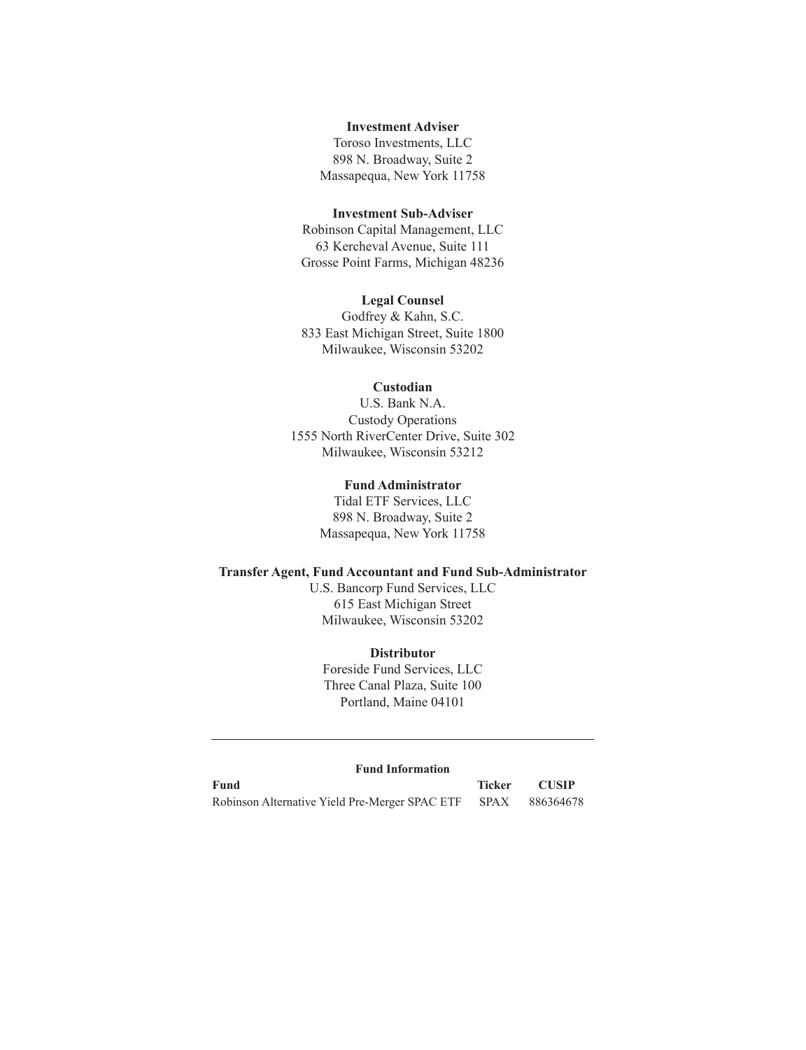**Investment Adviser**
Toroso Investments, LLC
898 N. Broadway, Suite 2
Massapequa, New York 11758

**Investment Sub-Adviser**
Robinson Capital Management, LLC
63 Kercheval Avenue, Suite 111
Grosse Point Farms, Michigan 48236

**Legal Counsel**
Godfrey & Kahn, S.C.
833 East Michigan Street, Suite 1800
Milwaukee, Wisconsin 53202

**Custodian**
U.S. Bank N.A.
Custody Operations
1555 North RiverCenter Drive, Suite 302
Milwaukee, Wisconsin 53212

**Fund Administrator**
Tidal ETF Services, LLC
898 N. Broadway, Suite 2
Massapequa, New York 11758

**Transfer Agent, Fund Accountant and Fund Sub-Administrator**
U.S. Bancorp Fund Services, LLC
615 East Michigan Street
Milwaukee, Wisconsin 53202

**Distributor**
Foreside Fund Services, LLC
Three Canal Plaza, Suite 100
Portland, Maine 04101

---

**Fund Information**

| Fund | Ticker | CUSIP |
|---|---|---|
| Robinson Alternative Yield Pre-Merger SPAC ETF | SPAX | 886364678 |